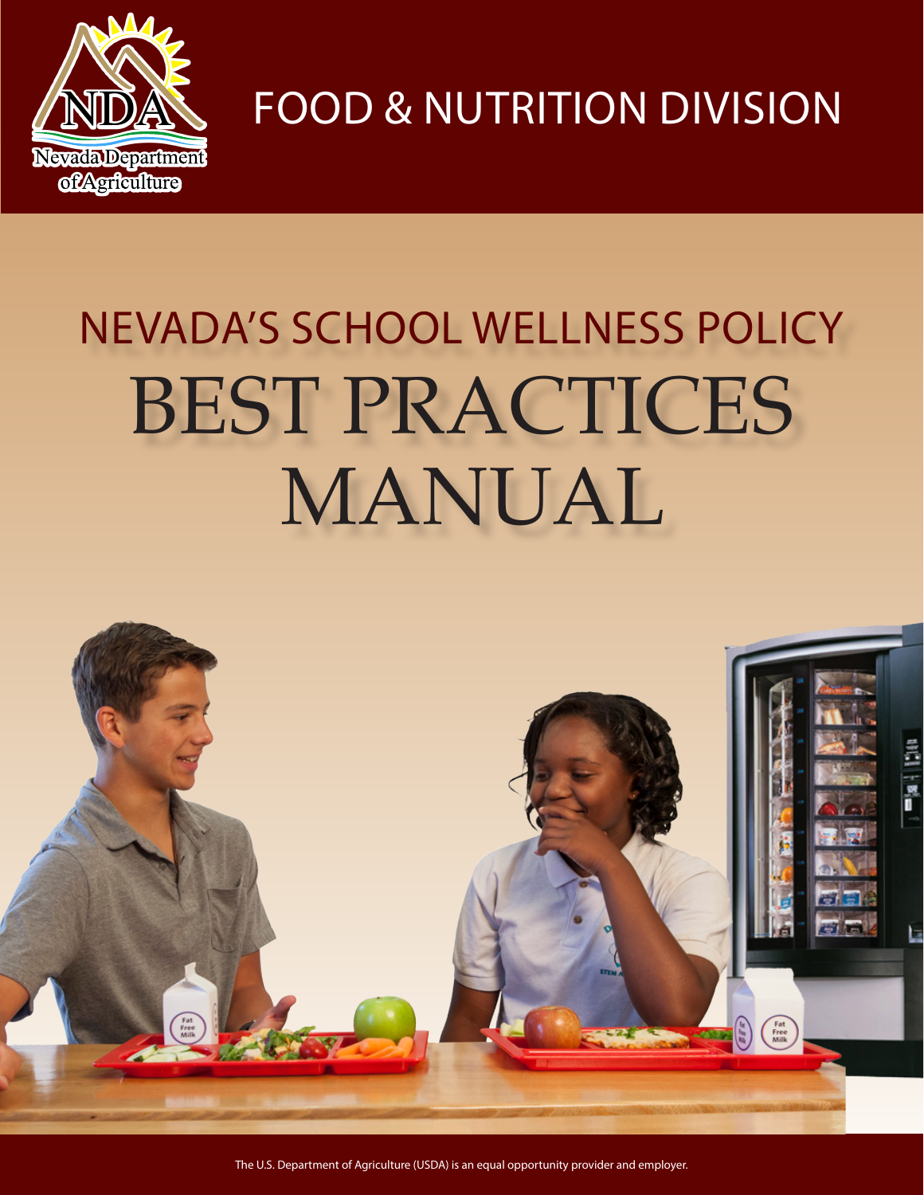Nevada Department of Agriculture

# FOOD & NUTRITION DIVISION

# NEVADA'S SCHOOL WELLNESS POLICY BEST PRACTICES MANUAL

The U.S. Department of Agriculture (USDA) is an equal opportunity provider and employer.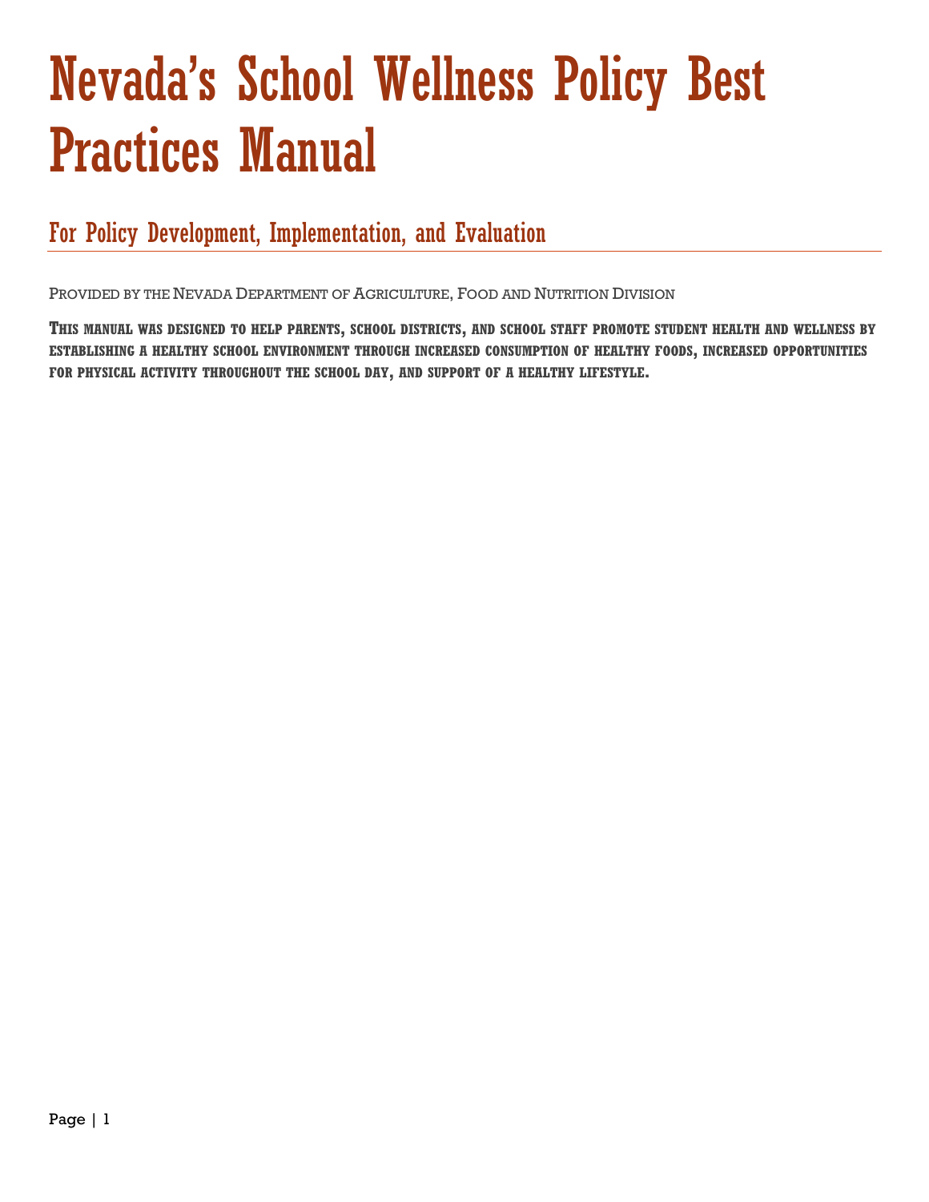# Nevada's School Wellness Policy Best Practices Manual

## For Policy Development, Implementation, and Evaluation

PROVIDED BY THE NEVADA DEPARTMENT OF AGRICULTURE, FOOD AND NUTRITION DIVISION

**THIS MANUAL WAS DESIGNED TO HELP PARENTS, SCHOOL DISTRICTS, AND SCHOOL STAFF PROMOTE STUDENT HEALTH AND WELLNESS BY ESTABLISHING A HEALTHY SCHOOL ENVIRONMENT THROUGH INCREASED CONSUMPTION OF HEALTHY FOODS, INCREASED OPPORTUNITIES FOR PHYSICAL ACTIVITY THROUGHOUT THE SCHOOL DAY, AND SUPPORT OF A HEALTHY LIFESTYLE.**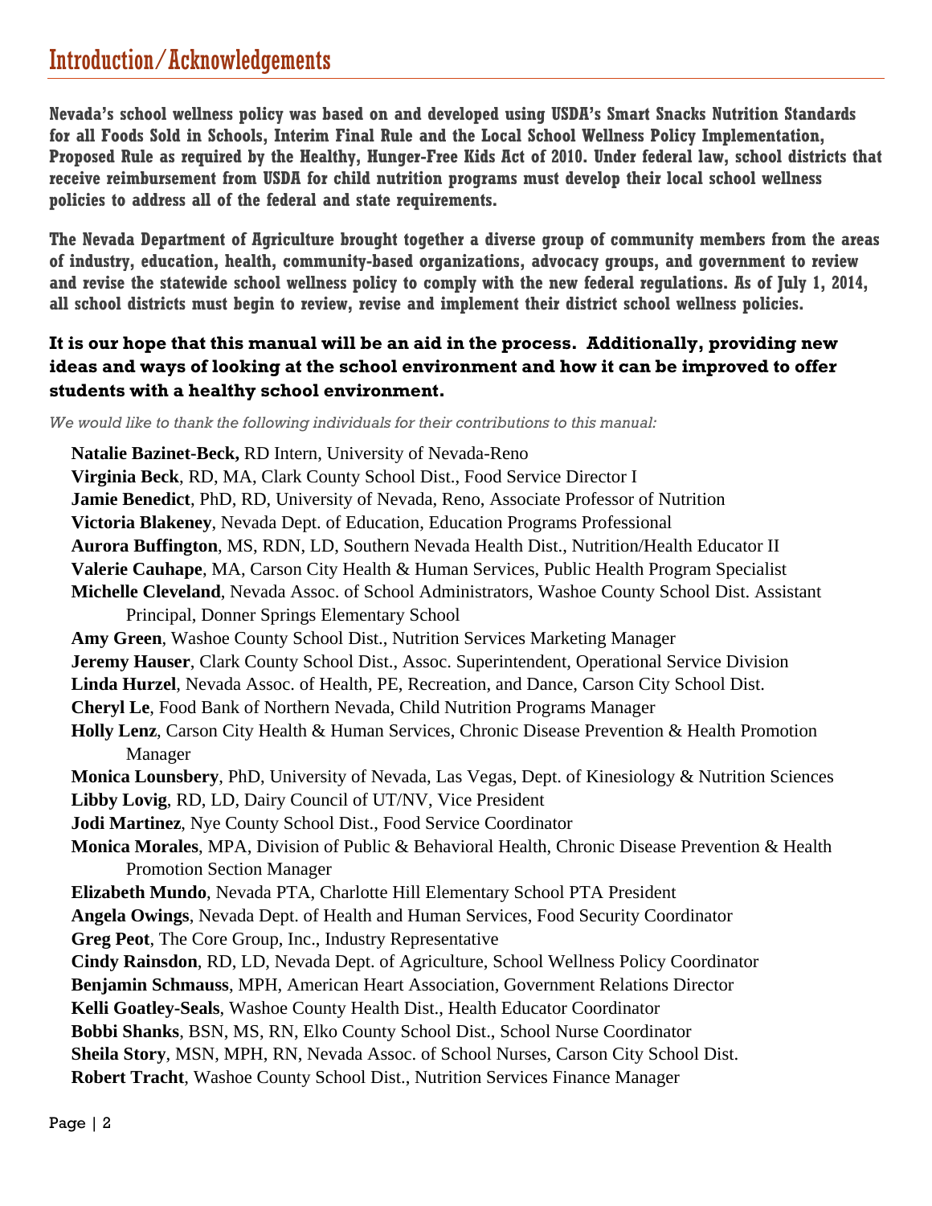# Introduction/Acknowledgements

**Nevada's school wellness policy was based on and developed using USDA's Smart Snacks Nutrition Standards for all Foods Sold in Schools, Interim Final Rule and the Local School Wellness Policy Implementation, Proposed Rule as required by the Healthy, Hunger-Free Kids Act of 2010. Under federal law, school districts that receive reimbursement from USDA for child nutrition programs must develop their local school wellness policies to address all of the federal and state requirements.**

**The Nevada Department of Agriculture brought together a diverse group of community members from the areas of industry, education, health, community-based organizations, advocacy groups, and government to review and revise the statewide school wellness policy to comply with the new federal regulations. As of July 1, 2014, all school districts must begin to review, revise and implement their district school wellness policies.**

**It is our hope that this manual will be an aid in the process. Additionally, providing new ideas and ways of looking at the school environment and how it can be improved to offer students with a healthy school environment.**

*We would like to thank the following individuals for their contributions to this manual:*

**Natalie Bazinet-Beck,** RD Intern, University of Nevada-Reno
**Virginia Beck**, RD, MA, Clark County School Dist., Food Service Director I
**Jamie Benedict**, PhD, RD, University of Nevada, Reno, Associate Professor of Nutrition
**Victoria Blakeney**, Nevada Dept. of Education, Education Programs Professional
**Aurora Buffington**, MS, RDN, LD, Southern Nevada Health Dist., Nutrition/Health Educator II
**Valerie Cauhape**, MA, Carson City Health & Human Services, Public Health Program Specialist
**Michelle Cleveland**, Nevada Assoc. of School Administrators, Washoe County School Dist. Assistant Principal, Donner Springs Elementary School
**Amy Green**, Washoe County School Dist., Nutrition Services Marketing Manager
**Jeremy Hauser**, Clark County School Dist., Assoc. Superintendent, Operational Service Division
**Linda Hurzel**, Nevada Assoc. of Health, PE, Recreation, and Dance, Carson City School Dist.
**Cheryl Le**, Food Bank of Northern Nevada, Child Nutrition Programs Manager
**Holly Lenz**, Carson City Health & Human Services, Chronic Disease Prevention & Health Promotion Manager
**Monica Lounsbery**, PhD, University of Nevada, Las Vegas, Dept. of Kinesiology & Nutrition Sciences
**Libby Lovig**, RD, LD, Dairy Council of UT/NV, Vice President
**Jodi Martinez**, Nye County School Dist., Food Service Coordinator
**Monica Morales**, MPA, Division of Public & Behavioral Health, Chronic Disease Prevention & Health Promotion Section Manager
**Elizabeth Mundo**, Nevada PTA, Charlotte Hill Elementary School PTA President
**Angela Owings**, Nevada Dept. of Health and Human Services, Food Security Coordinator
**Greg Peot**, The Core Group, Inc., Industry Representative
**Cindy Rainsdon**, RD, LD, Nevada Dept. of Agriculture, School Wellness Policy Coordinator
**Benjamin Schmauss**, MPH, American Heart Association, Government Relations Director
**Kelli Goatley-Seals**, Washoe County Health Dist., Health Educator Coordinator
**Bobbi Shanks**, BSN, MS, RN, Elko County School Dist., School Nurse Coordinator
**Sheila Story**, MSN, MPH, RN, Nevada Assoc. of School Nurses, Carson City School Dist.
**Robert Tracht**, Washoe County School Dist., Nutrition Services Finance Manager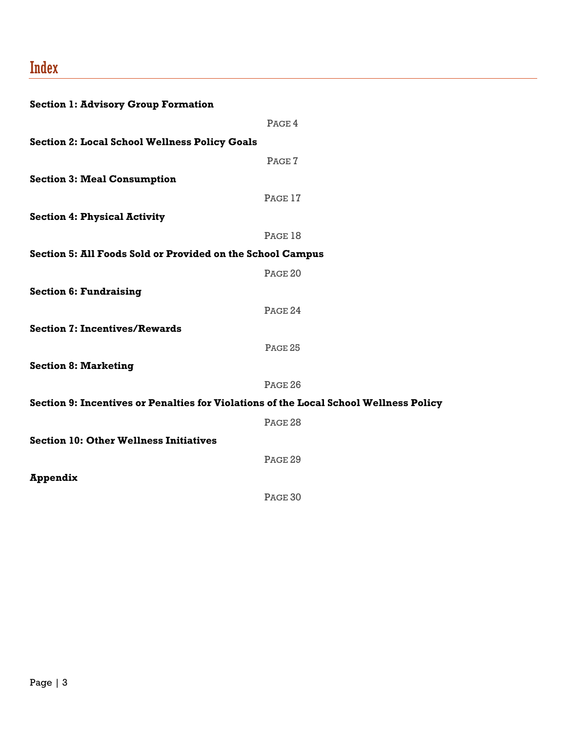# Index

**Section 1: Advisory Group Formation**

PAGE 4

**Section 2: Local School Wellness Policy Goals**

PAGE 7

**Section 3: Meal Consumption**

PAGE 17

**Section 4: Physical Activity**

PAGE 18

**Section 5: All Foods Sold or Provided on the School Campus**

PAGE 20

**Section 6: Fundraising**

PAGE 24

**Section 7: Incentives/Rewards**

PAGE 25

**Section 8: Marketing**

PAGE 26

**Section 9: Incentives or Penalties for Violations of the Local School Wellness Policy**

PAGE 28

**Section 10: Other Wellness Initiatives**

PAGE 29

**Appendix**

PAGE 30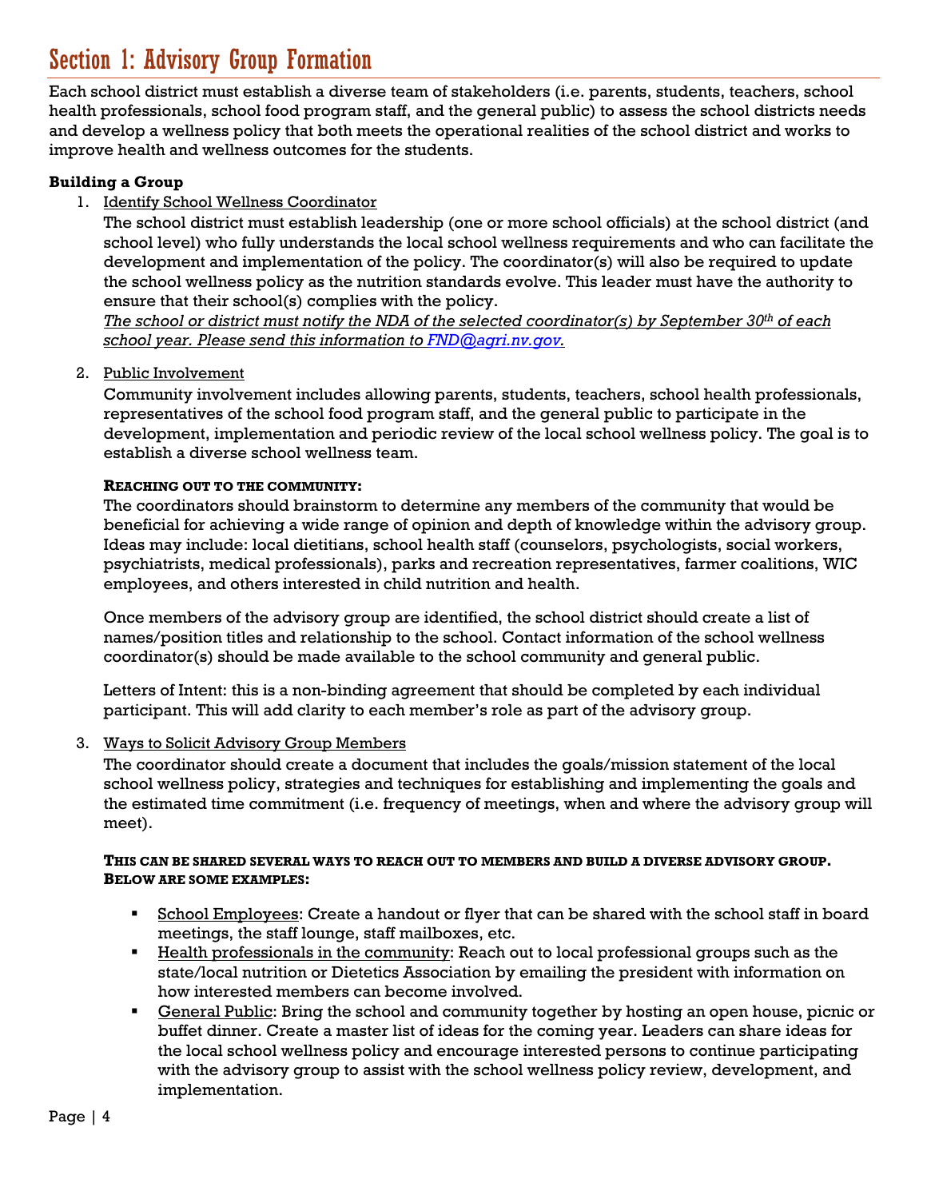# Section 1: Advisory Group Formation

Each school district must establish a diverse team of stakeholders (i.e. parents, students, teachers, school health professionals, school food program staff, and the general public) to assess the school districts needs and develop a wellness policy that both meets the operational realities of the school district and works to improve health and wellness outcomes for the students.

**Building a Group**

1. Identify School Wellness Coordinator

   The school district must establish leadership (one or more school officials) at the school district (and school level) who fully understands the local school wellness requirements and who can facilitate the development and implementation of the policy. The coordinator(s) will also be required to update the school wellness policy as the nutrition standards evolve. This leader must have the authority to ensure that their school(s) complies with the policy.

   *The school or district must notify the NDA of the selected coordinator(s) by September 30th of each school year. Please send this information to FND@agri.nv.gov.*

2. Public Involvement

   Community involvement includes allowing parents, students, teachers, school health professionals, representatives of the school food program staff, and the general public to participate in the development, implementation and periodic review of the local school wellness policy. The goal is to establish a diverse school wellness team.

   **REACHING OUT TO THE COMMUNITY:**

   The coordinators should brainstorm to determine any members of the community that would be beneficial for achieving a wide range of opinion and depth of knowledge within the advisory group. Ideas may include: local dietitians, school health staff (counselors, psychologists, social workers, psychiatrists, medical professionals), parks and recreation representatives, farmer coalitions, WIC employees, and others interested in child nutrition and health.

   Once members of the advisory group are identified, the school district should create a list of names/position titles and relationship to the school. Contact information of the school wellness coordinator(s) should be made available to the school community and general public.

   Letters of Intent: this is a non-binding agreement that should be completed by each individual participant. This will add clarity to each member's role as part of the advisory group.

3. Ways to Solicit Advisory Group Members

   The coordinator should create a document that includes the goals/mission statement of the local school wellness policy, strategies and techniques for establishing and implementing the goals and the estimated time commitment (i.e. frequency of meetings, when and where the advisory group will meet).

   **THIS CAN BE SHARED SEVERAL WAYS TO REACH OUT TO MEMBERS AND BUILD A DIVERSE ADVISORY GROUP. BELOW ARE SOME EXAMPLES:**

   - School Employees: Create a handout or flyer that can be shared with the school staff in board meetings, the staff lounge, staff mailboxes, etc.
   - Health professionals in the community: Reach out to local professional groups such as the state/local nutrition or Dietetics Association by emailing the president with information on how interested members can become involved.
   - General Public: Bring the school and community together by hosting an open house, picnic or buffet dinner. Create a master list of ideas for the coming year. Leaders can share ideas for the local school wellness policy and encourage interested persons to continue participating with the advisory group to assist with the school wellness policy review, development, and implementation.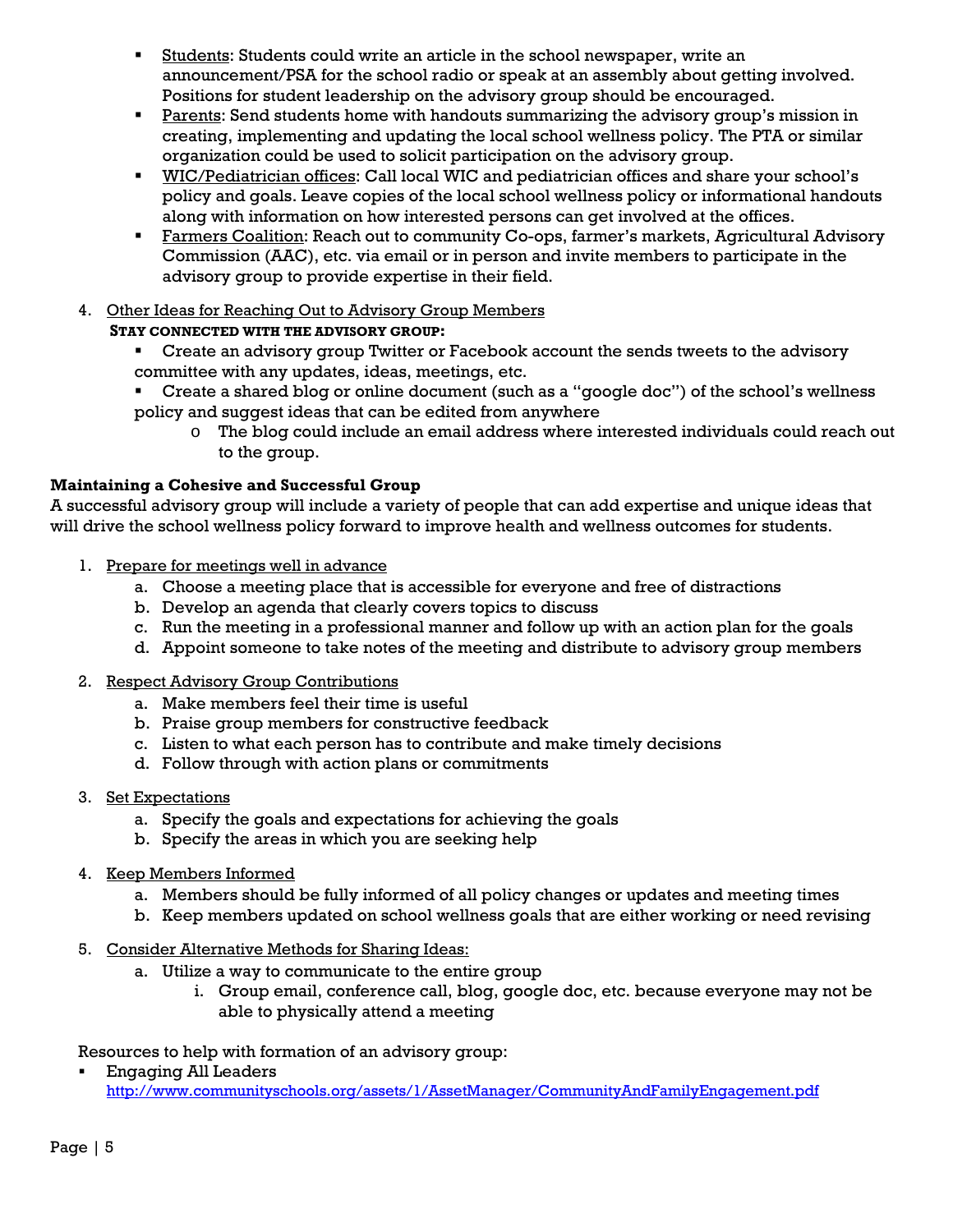- Students: Students could write an article in the school newspaper, write an announcement/PSA for the school radio or speak at an assembly about getting involved. Positions for student leadership on the advisory group should be encouraged.
- Parents: Send students home with handouts summarizing the advisory group's mission in creating, implementing and updating the local school wellness policy. The PTA or similar organization could be used to solicit participation on the advisory group.
- WIC/Pediatrician offices: Call local WIC and pediatrician offices and share your school's policy and goals. Leave copies of the local school wellness policy or informational handouts along with information on how interested persons can get involved at the offices.
- Farmers Coalition: Reach out to community Co-ops, farmer's markets, Agricultural Advisory Commission (AAC), etc. via email or in person and invite members to participate in the advisory group to provide expertise in their field.

4. Other Ideas for Reaching Out to Advisory Group Members

   **STAY CONNECTED WITH THE ADVISORY GROUP:**

   - Create an advisory group Twitter or Facebook account the sends tweets to the advisory committee with any updates, ideas, meetings, etc.
   - Create a shared blog or online document (such as a "google doc") of the school's wellness policy and suggest ideas that can be edited from anywhere
     - The blog could include an email address where interested individuals could reach out to the group.

**Maintaining a Cohesive and Successful Group**

A successful advisory group will include a variety of people that can add expertise and unique ideas that will drive the school wellness policy forward to improve health and wellness outcomes for students.

1. Prepare for meetings well in advance
   a. Choose a meeting place that is accessible for everyone and free of distractions
   b. Develop an agenda that clearly covers topics to discuss
   c. Run the meeting in a professional manner and follow up with an action plan for the goals
   d. Appoint someone to take notes of the meeting and distribute to advisory group members

2. Respect Advisory Group Contributions
   a. Make members feel their time is useful
   b. Praise group members for constructive feedback
   c. Listen to what each person has to contribute and make timely decisions
   d. Follow through with action plans or commitments

3. Set Expectations
   a. Specify the goals and expectations for achieving the goals
   b. Specify the areas in which you are seeking help

4. Keep Members Informed
   a. Members should be fully informed of all policy changes or updates and meeting times
   b. Keep members updated on school wellness goals that are either working or need revising

5. Consider Alternative Methods for Sharing Ideas:
   a. Utilize a way to communicate to the entire group
      i. Group email, conference call, blog, google doc, etc. because everyone may not be able to physically attend a meeting

Resources to help with formation of an advisory group:

- Engaging All Leaders
  http://www.communityschools.org/assets/1/AssetManager/CommunityAndFamilyEngagement.pdf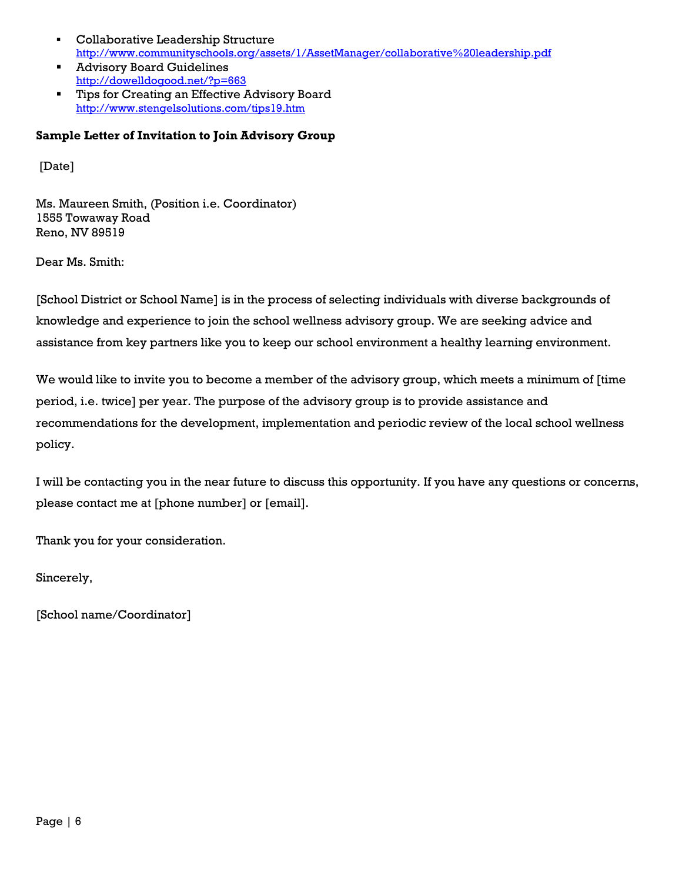- Collaborative Leadership Structure
  http://www.communityschools.org/assets/1/AssetManager/collaborative%20leadership.pdf
- Advisory Board Guidelines
  http://dowelldogood.net/?p=663
- Tips for Creating an Effective Advisory Board
  http://www.stengelsolutions.com/tips19.htm

**Sample Letter of Invitation to Join Advisory Group**

[Date]

Ms. Maureen Smith, (Position i.e. Coordinator)
1555 Towaway Road
Reno, NV 89519

Dear Ms. Smith:

[School District or School Name] is in the process of selecting individuals with diverse backgrounds of knowledge and experience to join the school wellness advisory group. We are seeking advice and assistance from key partners like you to keep our school environment a healthy learning environment.

We would like to invite you to become a member of the advisory group, which meets a minimum of [time period, i.e. twice] per year. The purpose of the advisory group is to provide assistance and recommendations for the development, implementation and periodic review of the local school wellness policy.

I will be contacting you in the near future to discuss this opportunity. If you have any questions or concerns, please contact me at [phone number] or [email].

Thank you for your consideration.

Sincerely,

[School name/Coordinator]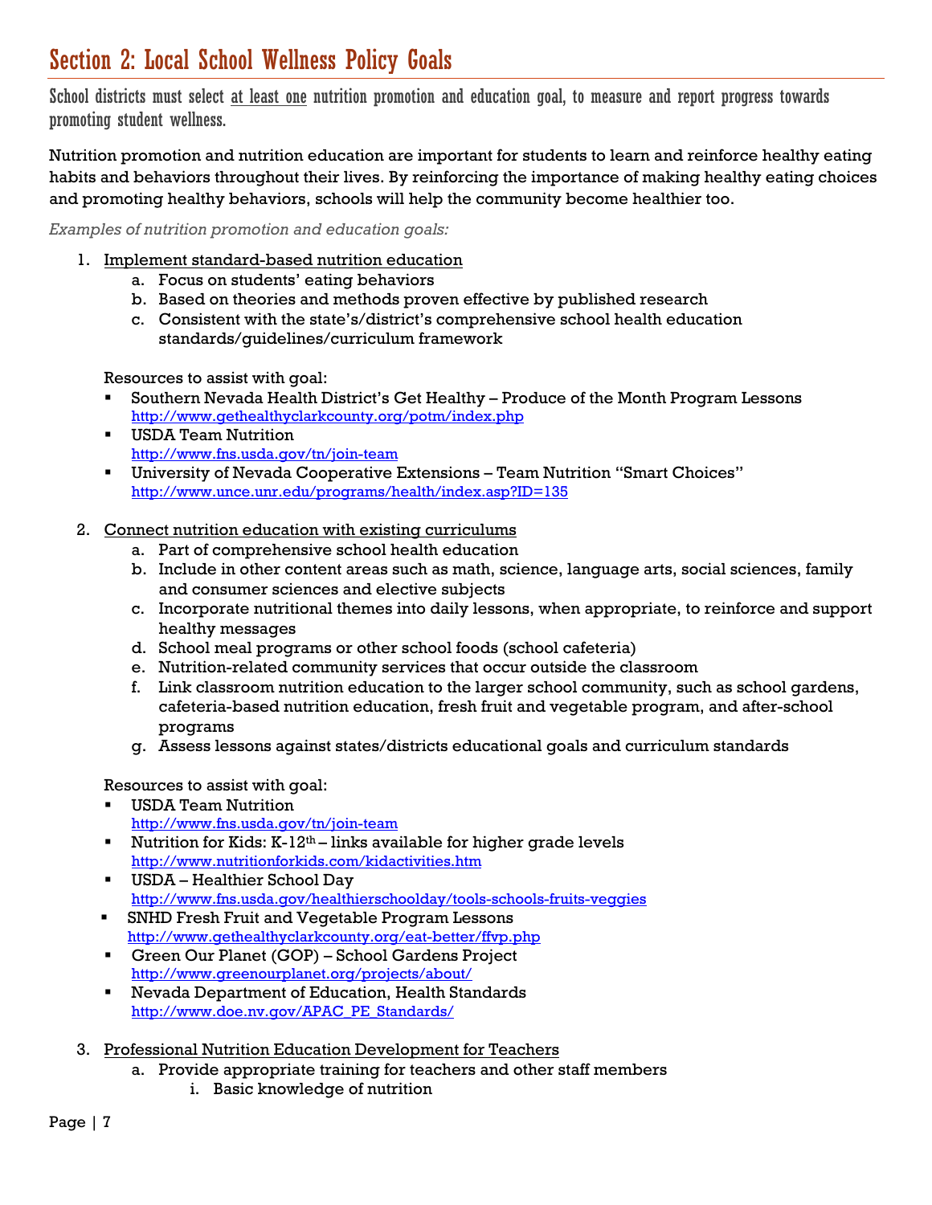## Section 2: Local School Wellness Policy Goals

School districts must select <u>at least one</u> nutrition promotion and education goal, to measure and report progress towards promoting student wellness.

Nutrition promotion and nutrition education are important for students to learn and reinforce healthy eating habits and behaviors throughout their lives. By reinforcing the importance of making healthy eating choices and promoting healthy behaviors, schools will help the community become healthier too.

*Examples of nutrition promotion and education goals:*

1. <u>Implement standard-based nutrition education</u>
   a. Focus on students' eating behaviors
   b. Based on theories and methods proven effective by published research
   c. Consistent with the state's/district's comprehensive school health education standards/guidelines/curriculum framework

   Resources to assist with goal:
   - Southern Nevada Health District's Get Healthy – Produce of the Month Program Lessons
     http://www.gethealthyclarkcounty.org/potm/index.php
   - USDA Team Nutrition
     http://www.fns.usda.gov/tn/join-team
   - University of Nevada Cooperative Extensions – Team Nutrition "Smart Choices"
     http://www.unce.unr.edu/programs/health/index.asp?ID=135

2. <u>Connect nutrition education with existing curriculums</u>
   a. Part of comprehensive school health education
   b. Include in other content areas such as math, science, language arts, social sciences, family and consumer sciences and elective subjects
   c. Incorporate nutritional themes into daily lessons, when appropriate, to reinforce and support healthy messages
   d. School meal programs or other school foods (school cafeteria)
   e. Nutrition-related community services that occur outside the classroom
   f. Link classroom nutrition education to the larger school community, such as school gardens, cafeteria-based nutrition education, fresh fruit and vegetable program, and after-school programs
   g. Assess lessons against states/districts educational goals and curriculum standards

   Resources to assist with goal:
   - USDA Team Nutrition
     http://www.fns.usda.gov/tn/join-team
   - Nutrition for Kids: K-12th – links available for higher grade levels
     http://www.nutritionforkids.com/kidactivities.htm
   - USDA – Healthier School Day
     http://www.fns.usda.gov/healthierschoolday/tools-schools-fruits-veggies
   - SNHD Fresh Fruit and Vegetable Program Lessons
     http://www.gethealthyclarkcounty.org/eat-better/ffvp.php
   - Green Our Planet (GOP) – School Gardens Project
     http://www.greenourplanet.org/projects/about/
   - Nevada Department of Education, Health Standards
     http://www.doe.nv.gov/APAC_PE_Standards/

3. <u>Professional Nutrition Education Development for Teachers</u>
   a. Provide appropriate training for teachers and other staff members
      i. Basic knowledge of nutrition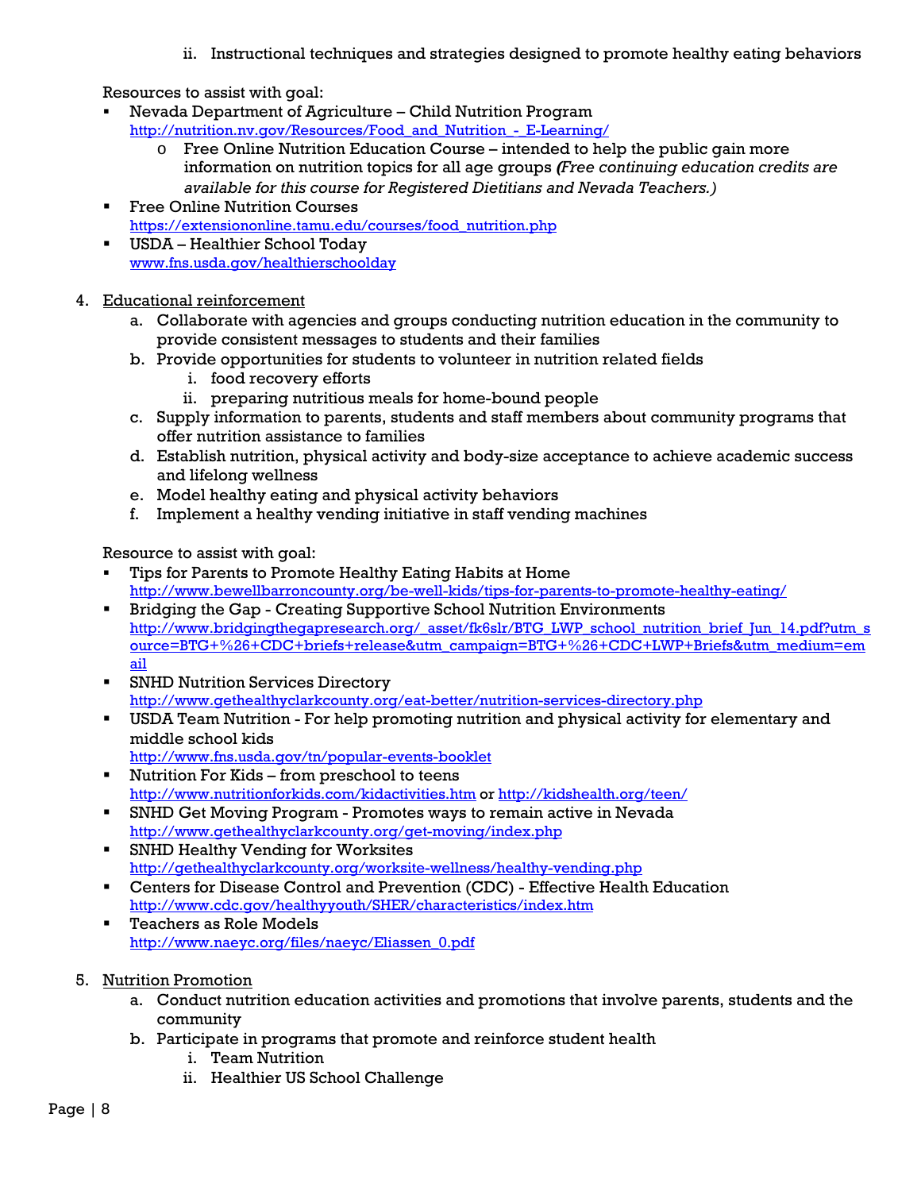ii. Instructional techniques and strategies designed to promote healthy eating behaviors

Resources to assist with goal:

- Nevada Department of Agriculture – Child Nutrition Program
  http://nutrition.nv.gov/Resources/Food_and_Nutrition_-_E-Learning/
  - Free Online Nutrition Education Course – intended to help the public gain more information on nutrition topics for all age groups *(Free continuing education credits are available for this course for Registered Dietitians and Nevada Teachers.)*
- Free Online Nutrition Courses
  https://extensiononline.tamu.edu/courses/food_nutrition.php
- USDA – Healthier School Today
  www.fns.usda.gov/healthierschoolday

4. Educational reinforcement
   a. Collaborate with agencies and groups conducting nutrition education in the community to provide consistent messages to students and their families
   b. Provide opportunities for students to volunteer in nutrition related fields
      i. food recovery efforts
      ii. preparing nutritious meals for home-bound people
   c. Supply information to parents, students and staff members about community programs that offer nutrition assistance to families
   d. Establish nutrition, physical activity and body-size acceptance to achieve academic success and lifelong wellness
   e. Model healthy eating and physical activity behaviors
   f. Implement a healthy vending initiative in staff vending machines

Resource to assist with goal:

- Tips for Parents to Promote Healthy Eating Habits at Home
  http://www.bewellbarroncounty.org/be-well-kids/tips-for-parents-to-promote-healthy-eating/
- Bridging the Gap - Creating Supportive School Nutrition Environments
  http://www.bridgingthegapresearch.org/_asset/fk6slr/BTG_LWP_school_nutrition_brief_Jun_14.pdf?utm_source=BTG+%26+CDC+briefs+release&utm_campaign=BTG+%26+CDC+LWP+Briefs&utm_medium=email
- SNHD Nutrition Services Directory
  http://www.gethealthyclarkcounty.org/eat-better/nutrition-services-directory.php
- USDA Team Nutrition - For help promoting nutrition and physical activity for elementary and middle school kids
  http://www.fns.usda.gov/tn/popular-events-booklet
- Nutrition For Kids – from preschool to teens
  http://www.nutritionforkids.com/kidactivities.htm or http://kidshealth.org/teen/
- SNHD Get Moving Program - Promotes ways to remain active in Nevada
  http://www.gethealthyclarkcounty.org/get-moving/index.php
- SNHD Healthy Vending for Worksites
  http://gethealthyclarkcounty.org/worksite-wellness/healthy-vending.php
- Centers for Disease Control and Prevention (CDC) - Effective Health Education
  http://www.cdc.gov/healthyyouth/SHER/characteristics/index.htm
- Teachers as Role Models
  http://www.naeyc.org/files/naeyc/Eliassen_0.pdf

5. Nutrition Promotion
   a. Conduct nutrition education activities and promotions that involve parents, students and the community
   b. Participate in programs that promote and reinforce student health
      i. Team Nutrition
      ii. Healthier US School Challenge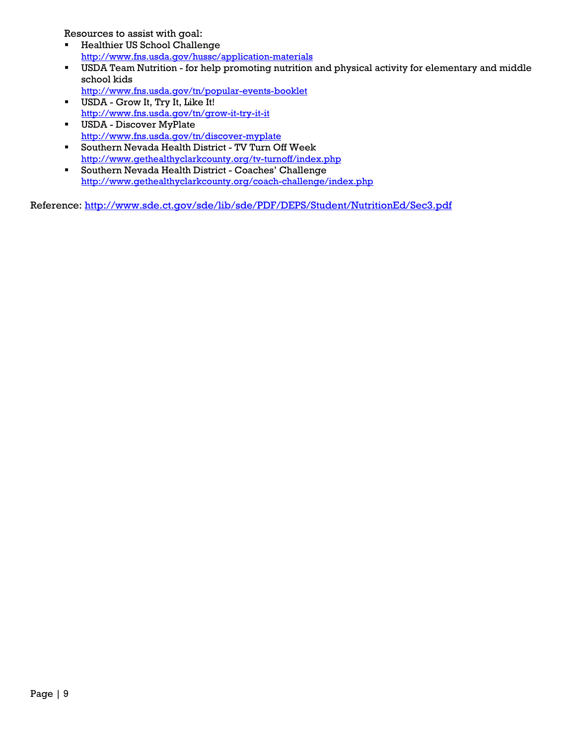Resources to assist with goal:

- Healthier US School Challenge
  http://www.fns.usda.gov/hussc/application-materials
- USDA Team Nutrition - for help promoting nutrition and physical activity for elementary and middle school kids
  http://www.fns.usda.gov/tn/popular-events-booklet
- USDA - Grow It, Try It, Like It!
  http://www.fns.usda.gov/tn/grow-it-try-it-it
- USDA - Discover MyPlate
  http://www.fns.usda.gov/tn/discover-myplate
- Southern Nevada Health District - TV Turn Off Week
  http://www.gethealthyclarkcounty.org/tv-turnoff/index.php
- Southern Nevada Health District - Coaches' Challenge
  http://www.gethealthyclarkcounty.org/coach-challenge/index.php

Reference: http://www.sde.ct.gov/sde/lib/sde/PDF/DEPS/Student/NutritionEd/Sec3.pdf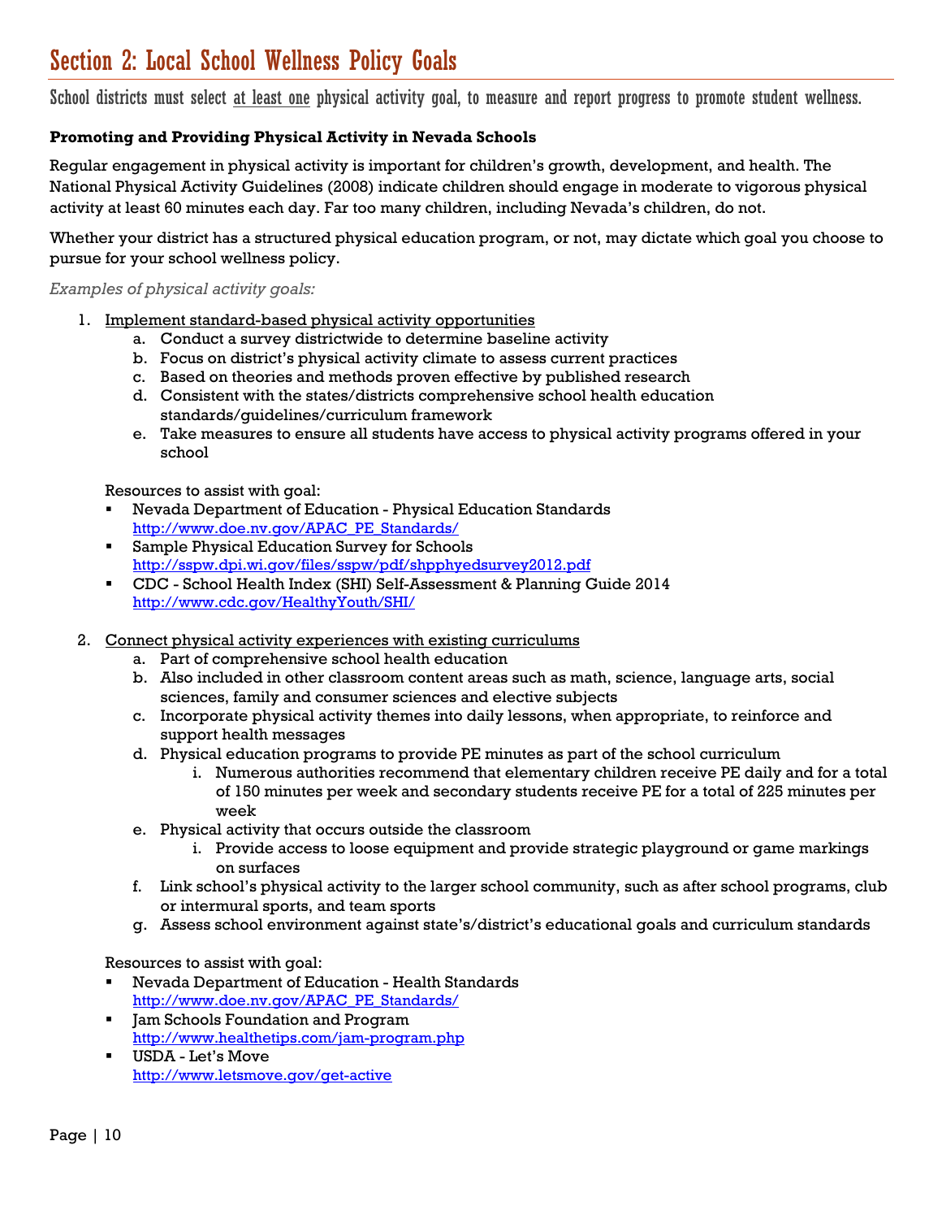# Section 2: Local School Wellness Policy Goals

School districts must select at least one physical activity goal, to measure and report progress to promote student wellness.

**Promoting and Providing Physical Activity in Nevada Schools**

Regular engagement in physical activity is important for children's growth, development, and health. The National Physical Activity Guidelines (2008) indicate children should engage in moderate to vigorous physical activity at least 60 minutes each day. Far too many children, including Nevada's children, do not.

Whether your district has a structured physical education program, or not, may dictate which goal you choose to pursue for your school wellness policy.

*Examples of physical activity goals:*

1. Implement standard-based physical activity opportunities
    a. Conduct a survey districtwide to determine baseline activity
    b. Focus on district's physical activity climate to assess current practices
    c. Based on theories and methods proven effective by published research
    d. Consistent with the states/districts comprehensive school health education standards/guidelines/curriculum framework
    e. Take measures to ensure all students have access to physical activity programs offered in your school

    Resources to assist with goal:
    - Nevada Department of Education - Physical Education Standards
      http://www.doe.nv.gov/APAC_PE_Standards/
    - Sample Physical Education Survey for Schools
      http://sspw.dpi.wi.gov/files/sspw/pdf/shpphyedsurvey2012.pdf
    - CDC - School Health Index (SHI) Self-Assessment & Planning Guide 2014
      http://www.cdc.gov/HealthyYouth/SHI/

2. Connect physical activity experiences with existing curriculums
    a. Part of comprehensive school health education
    b. Also included in other classroom content areas such as math, science, language arts, social sciences, family and consumer sciences and elective subjects
    c. Incorporate physical activity themes into daily lessons, when appropriate, to reinforce and support health messages
    d. Physical education programs to provide PE minutes as part of the school curriculum
        i. Numerous authorities recommend that elementary children receive PE daily and for a total of 150 minutes per week and secondary students receive PE for a total of 225 minutes per week
    e. Physical activity that occurs outside the classroom
        i. Provide access to loose equipment and provide strategic playground or game markings on surfaces
    f. Link school's physical activity to the larger school community, such as after school programs, club or intermural sports, and team sports
    g. Assess school environment against state's/district's educational goals and curriculum standards

    Resources to assist with goal:
    - Nevada Department of Education - Health Standards
      http://www.doe.nv.gov/APAC_PE_Standards/
    - Jam Schools Foundation and Program
      http://www.healthetips.com/jam-program.php
    - USDA - Let's Move
      http://www.letsmove.gov/get-active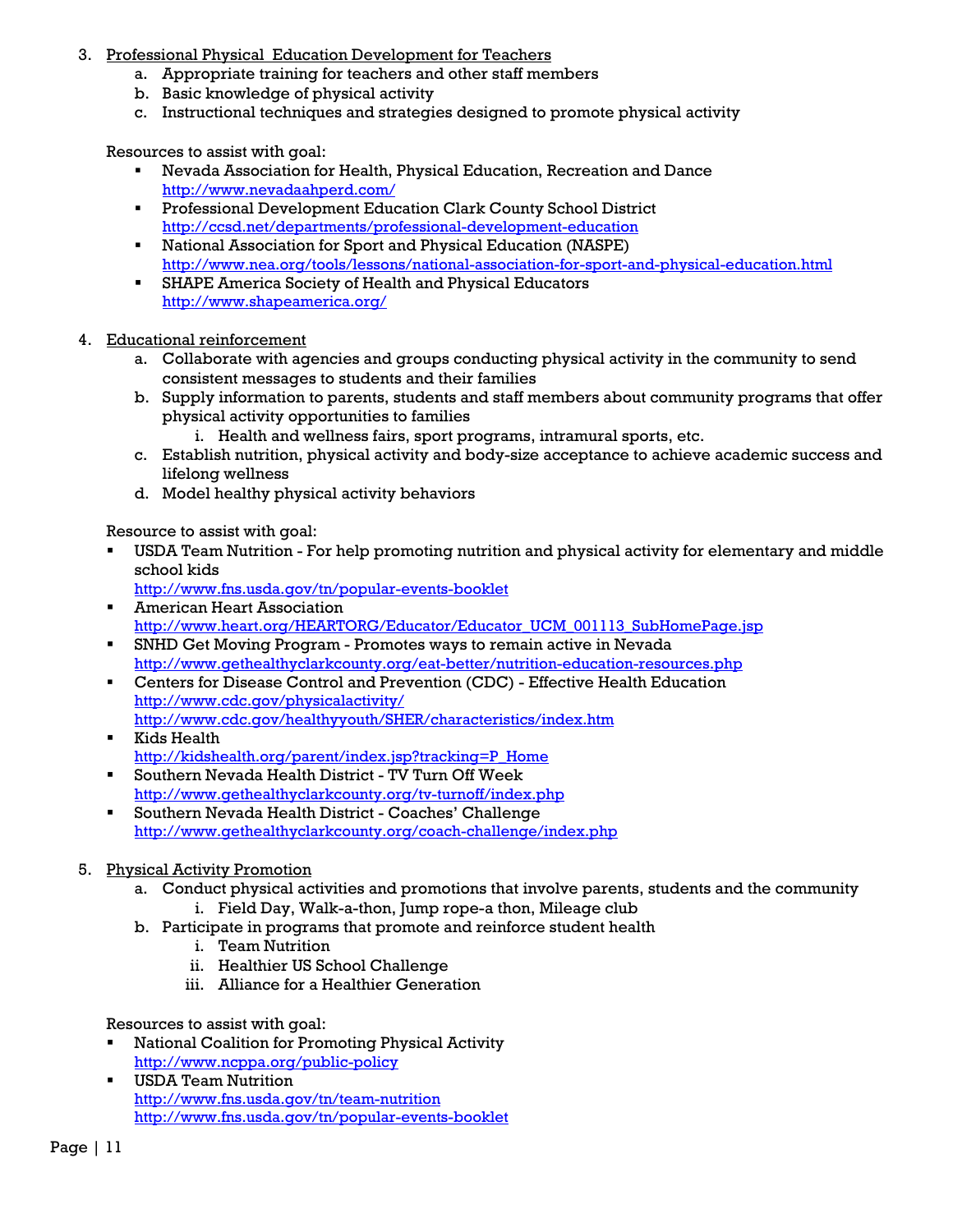3. Professional Physical Education Development for Teachers
    a. Appropriate training for teachers and other staff members
    b. Basic knowledge of physical activity
    c. Instructional techniques and strategies designed to promote physical activity

    Resources to assist with goal:
    - Nevada Association for Health, Physical Education, Recreation and Dance
      http://www.nevadaahperd.com/
    - Professional Development Education Clark County School District
      http://ccsd.net/departments/professional-development-education
    - National Association for Sport and Physical Education (NASPE)
      http://www.nea.org/tools/lessons/national-association-for-sport-and-physical-education.html
    - SHAPE America Society of Health and Physical Educators
      http://www.shapeamerica.org/

4. Educational reinforcement
    a. Collaborate with agencies and groups conducting physical activity in the community to send consistent messages to students and their families
    b. Supply information to parents, students and staff members about community programs that offer physical activity opportunities to families
        i. Health and wellness fairs, sport programs, intramural sports, etc.
    c. Establish nutrition, physical activity and body-size acceptance to achieve academic success and lifelong wellness
    d. Model healthy physical activity behaviors

    Resource to assist with goal:
    - USDA Team Nutrition - For help promoting nutrition and physical activity for elementary and middle school kids
      http://www.fns.usda.gov/tn/popular-events-booklet
    - American Heart Association
      http://www.heart.org/HEARTORG/Educator/Educator_UCM_001113_SubHomePage.jsp
    - SNHD Get Moving Program - Promotes ways to remain active in Nevada
      http://www.gethealthyclarkcounty.org/eat-better/nutrition-education-resources.php
    - Centers for Disease Control and Prevention (CDC) - Effective Health Education
      http://www.cdc.gov/physicalactivity/
      http://www.cdc.gov/healthyyouth/SHER/characteristics/index.htm
    - Kids Health
      http://kidshealth.org/parent/index.jsp?tracking=P_Home
    - Southern Nevada Health District - TV Turn Off Week
      http://www.gethealthyclarkcounty.org/tv-turnoff/index.php
    - Southern Nevada Health District - Coaches' Challenge
      http://www.gethealthyclarkcounty.org/coach-challenge/index.php

5. Physical Activity Promotion
    a. Conduct physical activities and promotions that involve parents, students and the community
        i. Field Day, Walk-a-thon, Jump rope-a thon, Mileage club
    b. Participate in programs that promote and reinforce student health
        i. Team Nutrition
        ii. Healthier US School Challenge
        iii. Alliance for a Healthier Generation

    Resources to assist with goal:
    - National Coalition for Promoting Physical Activity
      http://www.ncppa.org/public-policy
    - USDA Team Nutrition
      http://www.fns.usda.gov/tn/team-nutrition
      http://www.fns.usda.gov/tn/popular-events-booklet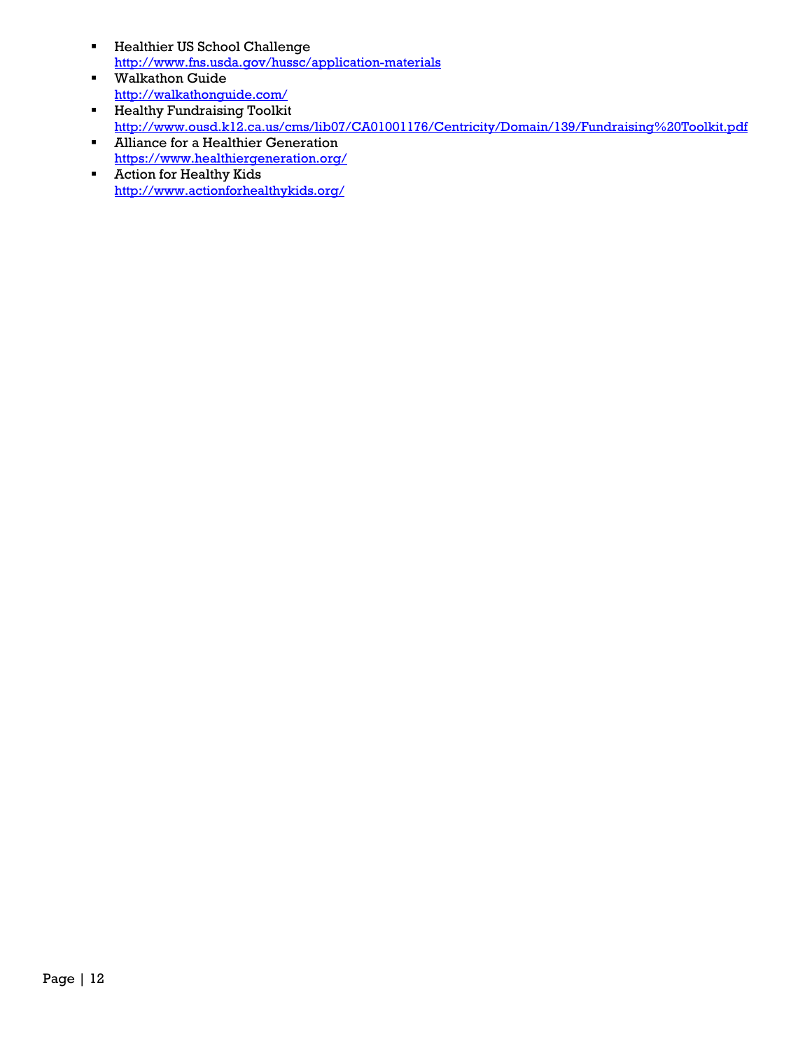- Healthier US School Challenge
  http://www.fns.usda.gov/hussc/application-materials
- Walkathon Guide
  http://walkathonguide.com/
- Healthy Fundraising Toolkit
  http://www.ousd.k12.ca.us/cms/lib07/CA01001176/Centricity/Domain/139/Fundraising%20Toolkit.pdf
- Alliance for a Healthier Generation
  https://www.healthiergeneration.org/
- Action for Healthy Kids
  http://www.actionforhealthykids.org/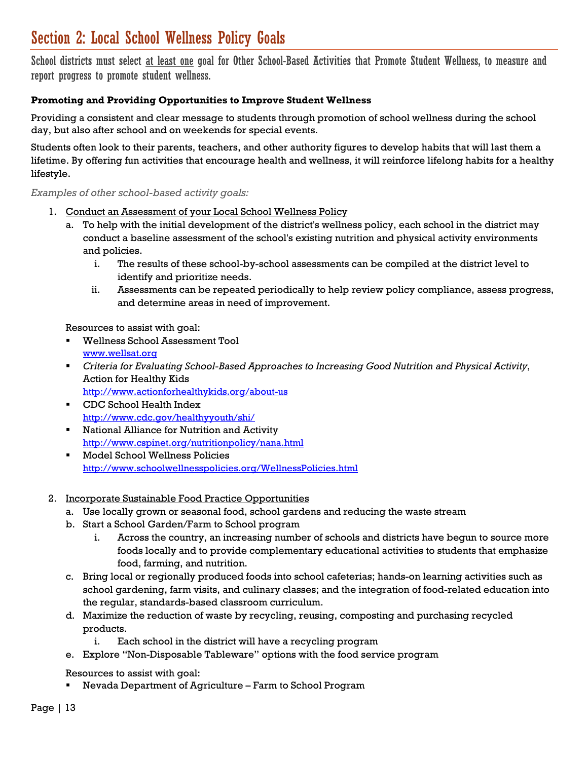## Section 2: Local School Wellness Policy Goals

School districts must select <u>at least one</u> goal for Other School-Based Activities that Promote Student Wellness, to measure and report progress to promote student wellness.

**Promoting and Providing Opportunities to Improve Student Wellness**

Providing a consistent and clear message to students through promotion of school wellness during the school day, but also after school and on weekends for special events.

Students often look to their parents, teachers, and other authority figures to develop habits that will last them a lifetime. By offering fun activities that encourage health and wellness, it will reinforce lifelong habits for a healthy lifestyle.

*Examples of other school-based activity goals:*

1. <u>Conduct an Assessment of your Local School Wellness Policy</u>
   a. To help with the initial development of the district's wellness policy, each school in the district may conduct a baseline assessment of the school's existing nutrition and physical activity environments and policies.
      i. The results of these school-by-school assessments can be compiled at the district level to identify and prioritize needs.
      ii. Assessments can be repeated periodically to help review policy compliance, assess progress, and determine areas in need of improvement.

   Resources to assist with goal:
   - Wellness School Assessment Tool
     www.wellsat.org
   - *Criteria for Evaluating School-Based Approaches to Increasing Good Nutrition and Physical Activity*, Action for Healthy Kids
     http://www.actionforhealthykids.org/about-us
   - CDC School Health Index
     http://www.cdc.gov/healthyyouth/shi/
   - National Alliance for Nutrition and Activity
     http://www.cspinet.org/nutritionpolicy/nana.html
   - Model School Wellness Policies
     http://www.schoolwellnesspolicies.org/WellnessPolicies.html

2. <u>Incorporate Sustainable Food Practice Opportunities</u>
   a. Use locally grown or seasonal food, school gardens and reducing the waste stream
   b. Start a School Garden/Farm to School program
      i. Across the country, an increasing number of schools and districts have begun to source more foods locally and to provide complementary educational activities to students that emphasize food, farming, and nutrition.
   c. Bring local or regionally produced foods into school cafeterias; hands-on learning activities such as school gardening, farm visits, and culinary classes; and the integration of food-related education into the regular, standards-based classroom curriculum.
   d. Maximize the reduction of waste by recycling, reusing, composting and purchasing recycled products.
      i. Each school in the district will have a recycling program
   e. Explore "Non-Disposable Tableware" options with the food service program

   Resources to assist with goal:
   - Nevada Department of Agriculture – Farm to School Program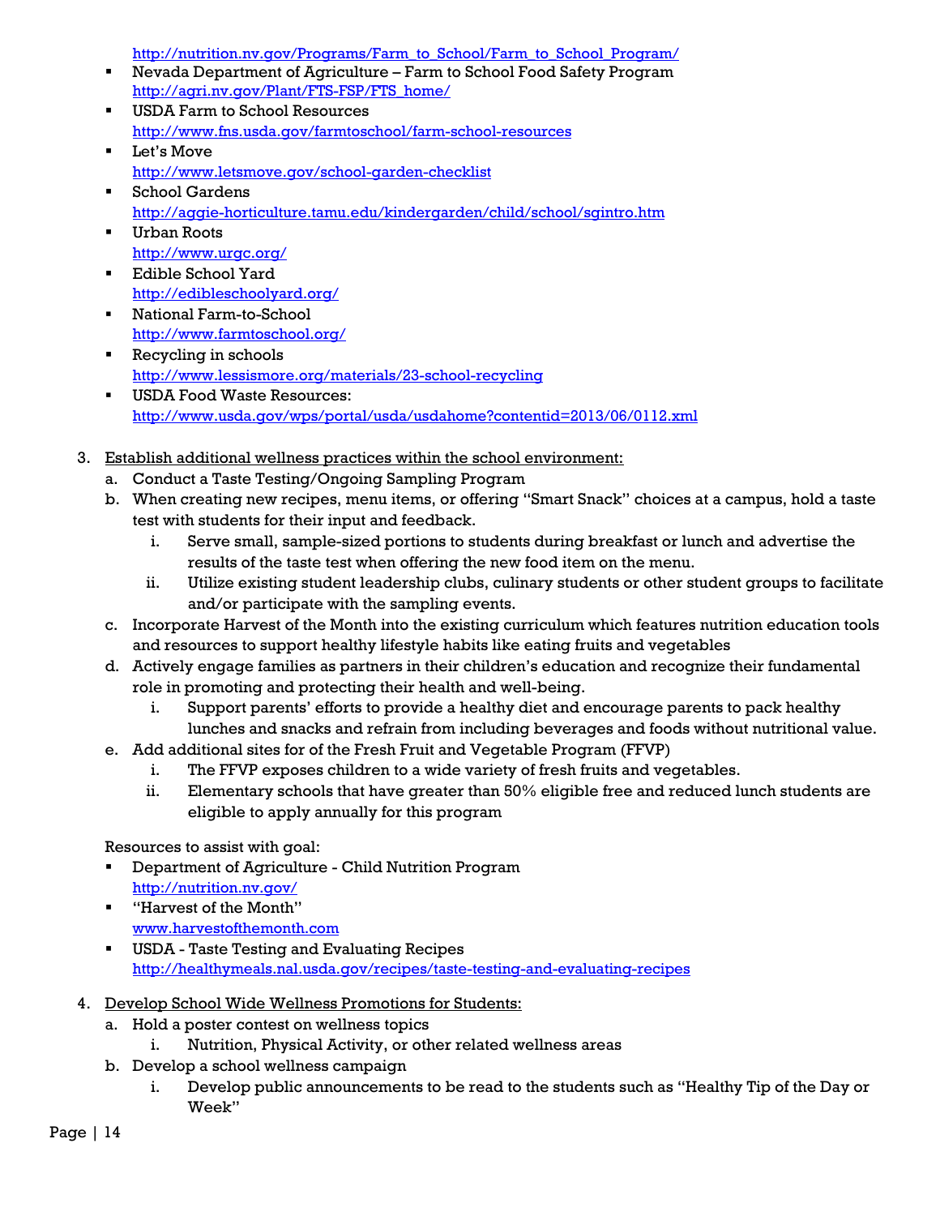http://nutrition.nv.gov/Programs/Farm_to_School/Farm_to_School_Program/

- Nevada Department of Agriculture – Farm to School Food Safety Program
  http://agri.nv.gov/Plant/FTS-FSP/FTS_home/
- USDA Farm to School Resources
  http://www.fns.usda.gov/farmtoschool/farm-school-resources
- Let's Move
  http://www.letsmove.gov/school-garden-checklist
- School Gardens
  http://aggie-horticulture.tamu.edu/kindergarden/child/school/sgintro.htm
- Urban Roots
  http://www.urgc.org/
- Edible School Yard
  http://edibleschoolyard.org/
- National Farm-to-School
  http://www.farmtoschool.org/
- Recycling in schools
  http://www.lessismore.org/materials/23-school-recycling
- USDA Food Waste Resources:
  http://www.usda.gov/wps/portal/usda/usdahome?contentid=2013/06/0112.xml

3. <u>Establish additional wellness practices within the school environment:</u>
   a. Conduct a Taste Testing/Ongoing Sampling Program
   b. When creating new recipes, menu items, or offering "Smart Snack" choices at a campus, hold a taste test with students for their input and feedback.
      i. Serve small, sample-sized portions to students during breakfast or lunch and advertise the results of the taste test when offering the new food item on the menu.
      ii. Utilize existing student leadership clubs, culinary students or other student groups to facilitate and/or participate with the sampling events.
   c. Incorporate Harvest of the Month into the existing curriculum which features nutrition education tools and resources to support healthy lifestyle habits like eating fruits and vegetables
   d. Actively engage families as partners in their children's education and recognize their fundamental role in promoting and protecting their health and well-being.
      i. Support parents' efforts to provide a healthy diet and encourage parents to pack healthy lunches and snacks and refrain from including beverages and foods without nutritional value.
   e. Add additional sites for of the Fresh Fruit and Vegetable Program (FFVP)
      i. The FFVP exposes children to a wide variety of fresh fruits and vegetables.
      ii. Elementary schools that have greater than 50% eligible free and reduced lunch students are eligible to apply annually for this program

   Resources to assist with goal:
   - Department of Agriculture - Child Nutrition Program
     http://nutrition.nv.gov/
   - "Harvest of the Month"
     www.harvestofthemonth.com
   - USDA - Taste Testing and Evaluating Recipes
     http://healthymeals.nal.usda.gov/recipes/taste-testing-and-evaluating-recipes

4. <u>Develop School Wide Wellness Promotions for Students:</u>
   a. Hold a poster contest on wellness topics
      i. Nutrition, Physical Activity, or other related wellness areas
   b. Develop a school wellness campaign
      i. Develop public announcements to be read to the students such as "Healthy Tip of the Day or Week"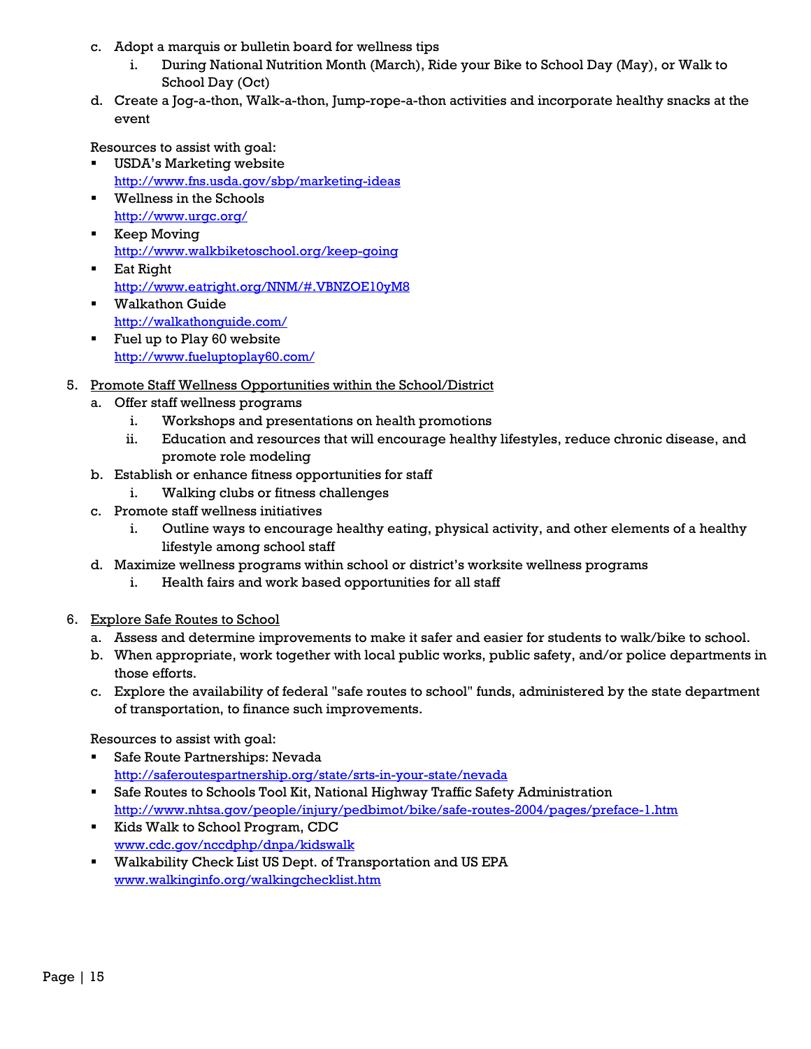c. Adopt a marquis or bulletin board for wellness tips
    i. During National Nutrition Month (March), Ride your Bike to School Day (May), or Walk to School Day (Oct)
d. Create a Jog-a-thon, Walk-a-thon, Jump-rope-a-thon activities and incorporate healthy snacks at the event

Resources to assist with goal:

- USDA's Marketing website
  http://www.fns.usda.gov/sbp/marketing-ideas
- Wellness in the Schools
  http://www.urgc.org/
- Keep Moving
  http://www.walkbiketoschool.org/keep-going
- Eat Right
  http://www.eatright.org/NNM/#.VBNZOE10yM8
- Walkathon Guide
  http://walkathonguide.com/
- Fuel up to Play 60 website
  http://www.fueluptoplay60.com/

5. <u>Promote Staff Wellness Opportunities within the School/District</u>
    a. Offer staff wellness programs
        i. Workshops and presentations on health promotions
        ii. Education and resources that will encourage healthy lifestyles, reduce chronic disease, and promote role modeling
    b. Establish or enhance fitness opportunities for staff
        i. Walking clubs or fitness challenges
    c. Promote staff wellness initiatives
        i. Outline ways to encourage healthy eating, physical activity, and other elements of a healthy lifestyle among school staff
    d. Maximize wellness programs within school or district's worksite wellness programs
        i. Health fairs and work based opportunities for all staff

6. <u>Explore Safe Routes to School</u>
    a. Assess and determine improvements to make it safer and easier for students to walk/bike to school.
    b. When appropriate, work together with local public works, public safety, and/or police departments in those efforts.
    c. Explore the availability of federal "safe routes to school" funds, administered by the state department of transportation, to finance such improvements.

Resources to assist with goal:

- Safe Route Partnerships: Nevada
  http://saferoutespartnership.org/state/srts-in-your-state/nevada
- Safe Routes to Schools Tool Kit, National Highway Traffic Safety Administration
  http://www.nhtsa.gov/people/injury/pedbimot/bike/safe-routes-2004/pages/preface-1.htm
- Kids Walk to School Program, CDC
  www.cdc.gov/nccdphp/dnpa/kidswalk
- Walkability Check List US Dept. of Transportation and US EPA
  www.walkinginfo.org/walkingchecklist.htm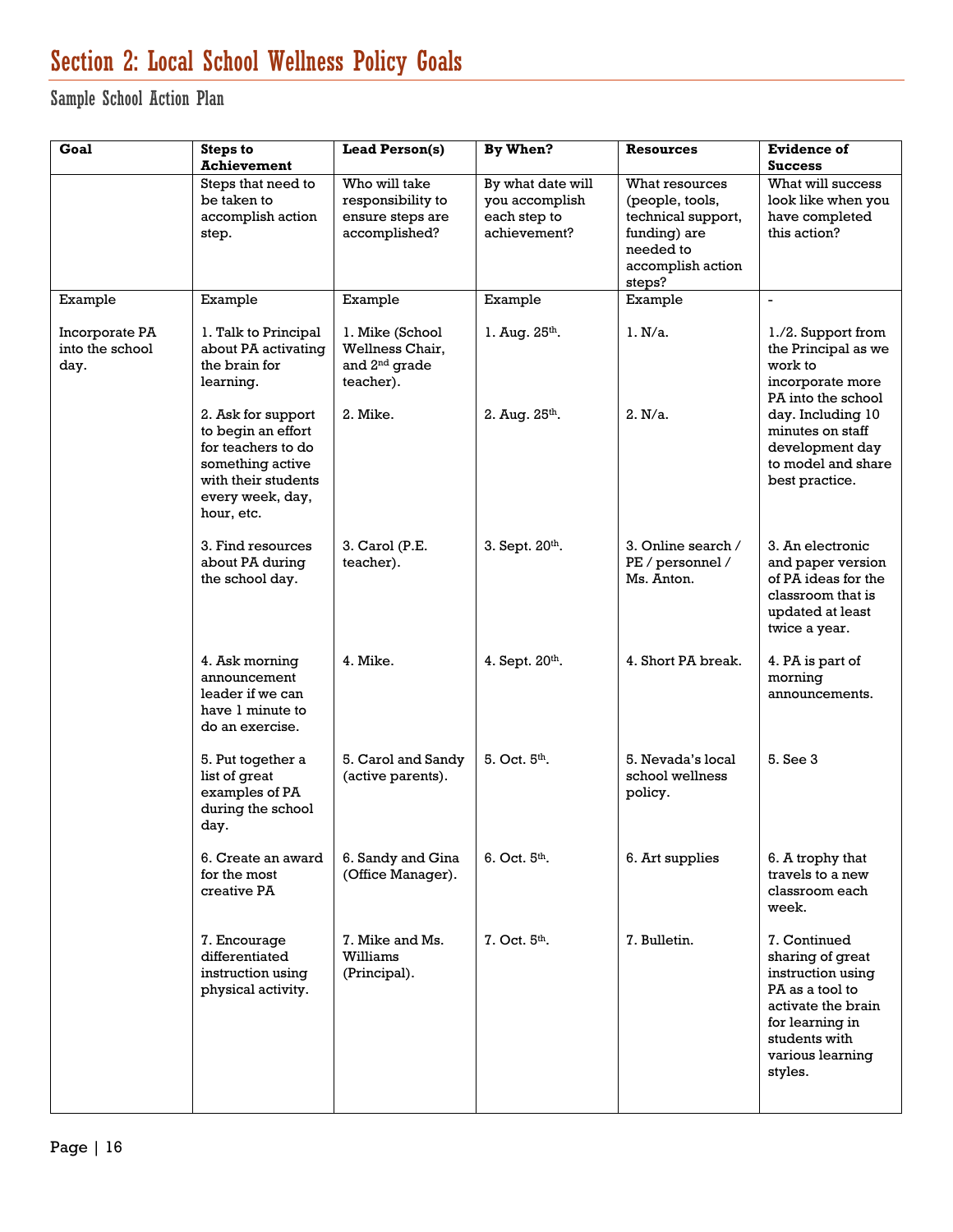# Section 2: Local School Wellness Policy Goals

## Sample School Action Plan

| Goal | Steps to Achievement | Lead Person(s) | By When? | Resources | Evidence of Success |
|---|---|---|---|---|---|
| | Steps that need to be taken to accomplish action step. | Who will take responsibility to ensure steps are accomplished? | By what date will you accomplish each step to achievement? | What resources (people, tools, technical support, funding) are needed to accomplish action steps? | What will success look like when you have completed this action? |
| Example | Example | Example | Example | Example | - |
| Incorporate PA into the school day. | 1. Talk to Principal about PA activating the brain for learning. | 1. Mike (School Wellness Chair, and 2nd grade teacher). | 1. Aug. 25th. | 1. N/a. | 1./2. Support from the Principal as we work to incorporate more PA into the school day. Including 10 minutes on staff development day to model and share best practice. |
| | 2. Ask for support to begin an effort for teachers to do something active with their students every week, day, hour, etc. | 2. Mike. | 2. Aug. 25th. | 2. N/a. | |
| | 3. Find resources about PA during the school day. | 3. Carol (P.E. teacher). | 3. Sept. 20th. | 3. Online search / PE / personnel / Ms. Anton. | 3. An electronic and paper version of PA ideas for the classroom that is updated at least twice a year. |
| | 4. Ask morning announcement leader if we can have 1 minute to do an exercise. | 4. Mike. | 4. Sept. 20th. | 4. Short PA break. | 4. PA is part of morning announcements. |
| | 5. Put together a list of great examples of PA during the school day. | 5. Carol and Sandy (active parents). | 5. Oct. 5th. | 5. Nevada's local school wellness policy. | 5. See 3 |
| | 6. Create an award for the most creative PA | 6. Sandy and Gina (Office Manager). | 6. Oct. 5th. | 6. Art supplies | 6. A trophy that travels to a new classroom each week. |
| | 7. Encourage differentiated instruction using physical activity. | 7. Mike and Ms. Williams (Principal). | 7. Oct. 5th. | 7. Bulletin. | 7. Continued sharing of great instruction using PA as a tool to activate the brain for learning in students with various learning styles. |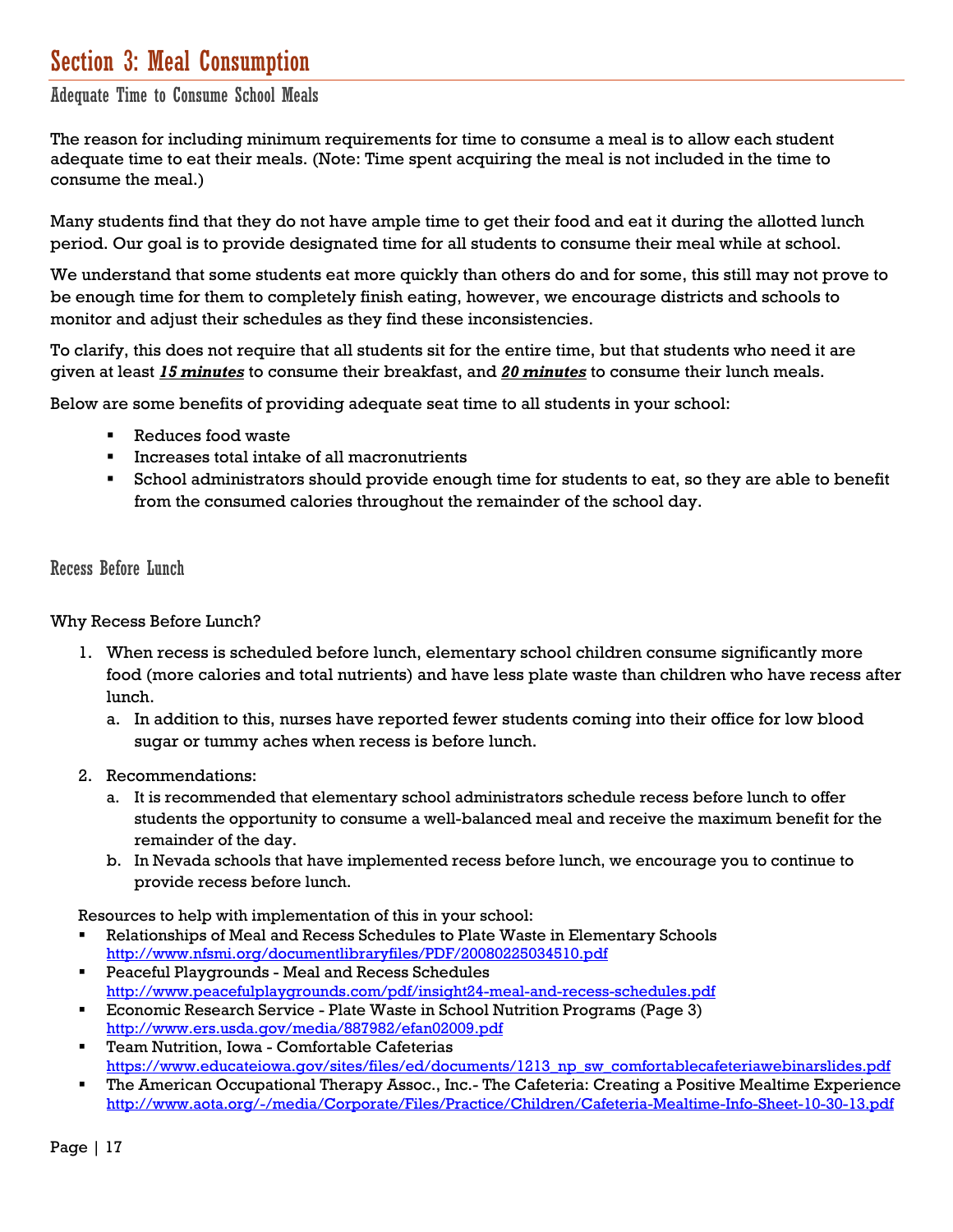# Section 3: Meal Consumption

## Adequate Time to Consume School Meals

The reason for including minimum requirements for time to consume a meal is to allow each student adequate time to eat their meals. (Note: Time spent acquiring the meal is not included in the time to consume the meal.)

Many students find that they do not have ample time to get their food and eat it during the allotted lunch period. Our goal is to provide designated time for all students to consume their meal while at school.

We understand that some students eat more quickly than others do and for some, this still may not prove to be enough time for them to completely finish eating, however, we encourage districts and schools to monitor and adjust their schedules as they find these inconsistencies.

To clarify, this does not require that all students sit for the entire time, but that students who need it are given at least ***15 minutes*** to consume their breakfast, and ***20 minutes*** to consume their lunch meals.

Below are some benefits of providing adequate seat time to all students in your school:

- Reduces food waste
- Increases total intake of all macronutrients
- School administrators should provide enough time for students to eat, so they are able to benefit from the consumed calories throughout the remainder of the school day.

## Recess Before Lunch

Why Recess Before Lunch?

1. When recess is scheduled before lunch, elementary school children consume significantly more food (more calories and total nutrients) and have less plate waste than children who have recess after lunch.
   a. In addition to this, nurses have reported fewer students coming into their office for low blood sugar or tummy aches when recess is before lunch.
2. Recommendations:
   a. It is recommended that elementary school administrators schedule recess before lunch to offer students the opportunity to consume a well-balanced meal and receive the maximum benefit for the remainder of the day.
   b. In Nevada schools that have implemented recess before lunch, we encourage you to continue to provide recess before lunch.

Resources to help with implementation of this in your school:

- Relationships of Meal and Recess Schedules to Plate Waste in Elementary Schools http://www.nfsmi.org/documentlibraryfiles/PDF/20080225034510.pdf
- Peaceful Playgrounds - Meal and Recess Schedules http://www.peacefulplaygrounds.com/pdf/insight24-meal-and-recess-schedules.pdf
- Economic Research Service - Plate Waste in School Nutrition Programs (Page 3) http://www.ers.usda.gov/media/887982/efan02009.pdf
- Team Nutrition, Iowa - Comfortable Cafeterias https://www.educateiowa.gov/sites/files/ed/documents/1213_np_sw_comfortablecafeteriawebinarslides.pdf
- The American Occupational Therapy Assoc., Inc.- The Cafeteria: Creating a Positive Mealtime Experience http://www.aota.org/-/media/Corporate/Files/Practice/Children/Cafeteria-Mealtime-Info-Sheet-10-30-13.pdf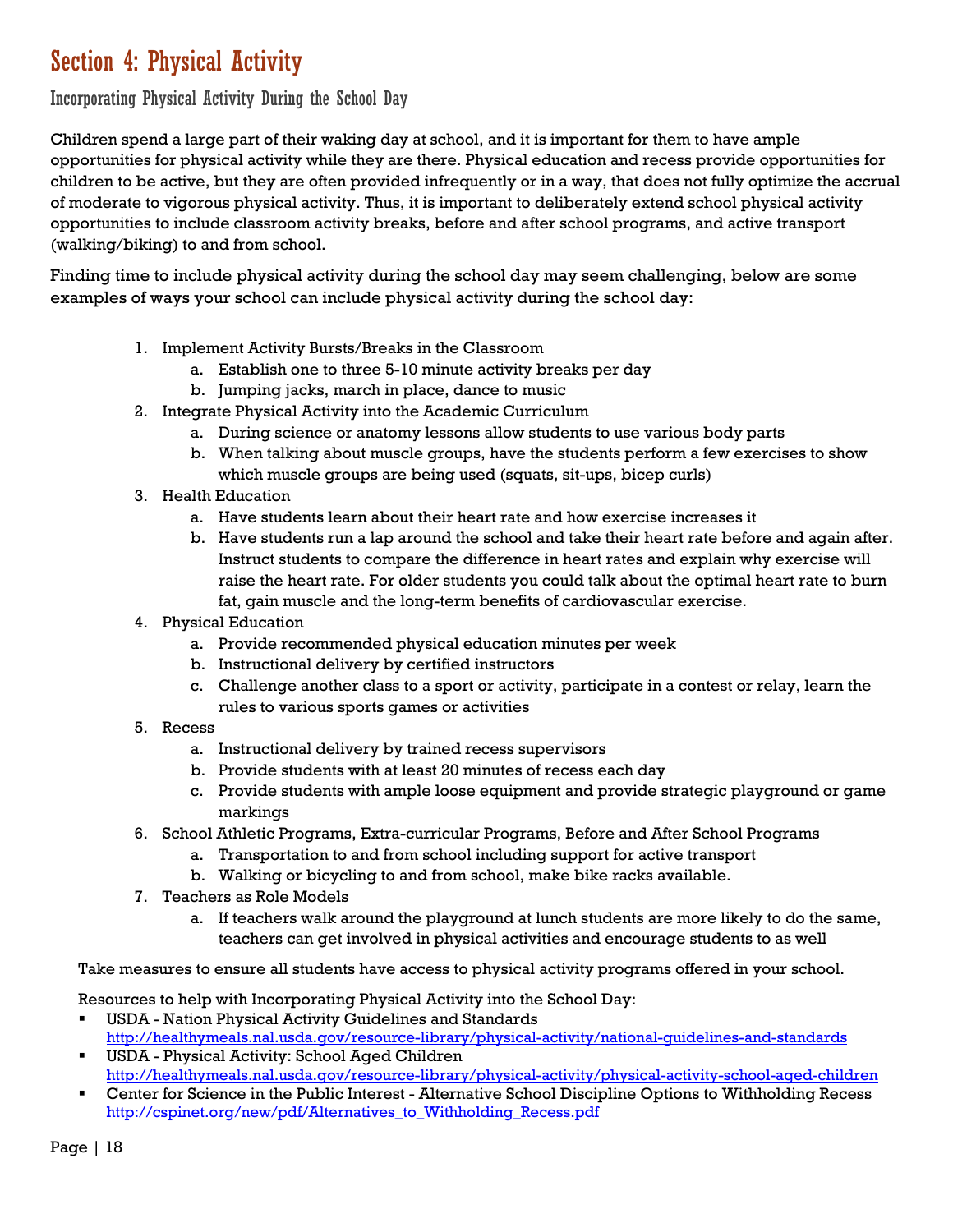# Section 4: Physical Activity

## Incorporating Physical Activity During the School Day

Children spend a large part of their waking day at school, and it is important for them to have ample opportunities for physical activity while they are there. Physical education and recess provide opportunities for children to be active, but they are often provided infrequently or in a way, that does not fully optimize the accrual of moderate to vigorous physical activity. Thus, it is important to deliberately extend school physical activity opportunities to include classroom activity breaks, before and after school programs, and active transport (walking/biking) to and from school.

Finding time to include physical activity during the school day may seem challenging, below are some examples of ways your school can include physical activity during the school day:

1. Implement Activity Bursts/Breaks in the Classroom
   a. Establish one to three 5-10 minute activity breaks per day
   b. Jumping jacks, march in place, dance to music
2. Integrate Physical Activity into the Academic Curriculum
   a. During science or anatomy lessons allow students to use various body parts
   b. When talking about muscle groups, have the students perform a few exercises to show which muscle groups are being used (squats, sit-ups, bicep curls)
3. Health Education
   a. Have students learn about their heart rate and how exercise increases it
   b. Have students run a lap around the school and take their heart rate before and again after. Instruct students to compare the difference in heart rates and explain why exercise will raise the heart rate. For older students you could talk about the optimal heart rate to burn fat, gain muscle and the long-term benefits of cardiovascular exercise.
4. Physical Education
   a. Provide recommended physical education minutes per week
   b. Instructional delivery by certified instructors
   c. Challenge another class to a sport or activity, participate in a contest or relay, learn the rules to various sports games or activities
5. Recess
   a. Instructional delivery by trained recess supervisors
   b. Provide students with at least 20 minutes of recess each day
   c. Provide students with ample loose equipment and provide strategic playground or game markings
6. School Athletic Programs, Extra-curricular Programs, Before and After School Programs
   a. Transportation to and from school including support for active transport
   b. Walking or bicycling to and from school, make bike racks available.
7. Teachers as Role Models
   a. If teachers walk around the playground at lunch students are more likely to do the same, teachers can get involved in physical activities and encourage students to as well

Take measures to ensure all students have access to physical activity programs offered in your school.

Resources to help with Incorporating Physical Activity into the School Day:

- USDA - Nation Physical Activity Guidelines and Standards
  http://healthymeals.nal.usda.gov/resource-library/physical-activity/national-guidelines-and-standards
- USDA - Physical Activity: School Aged Children
  http://healthymeals.nal.usda.gov/resource-library/physical-activity/physical-activity-school-aged-children
- Center for Science in the Public Interest - Alternative School Discipline Options to Withholding Recess
  http://cspinet.org/new/pdf/Alternatives_to_Withholding_Recess.pdf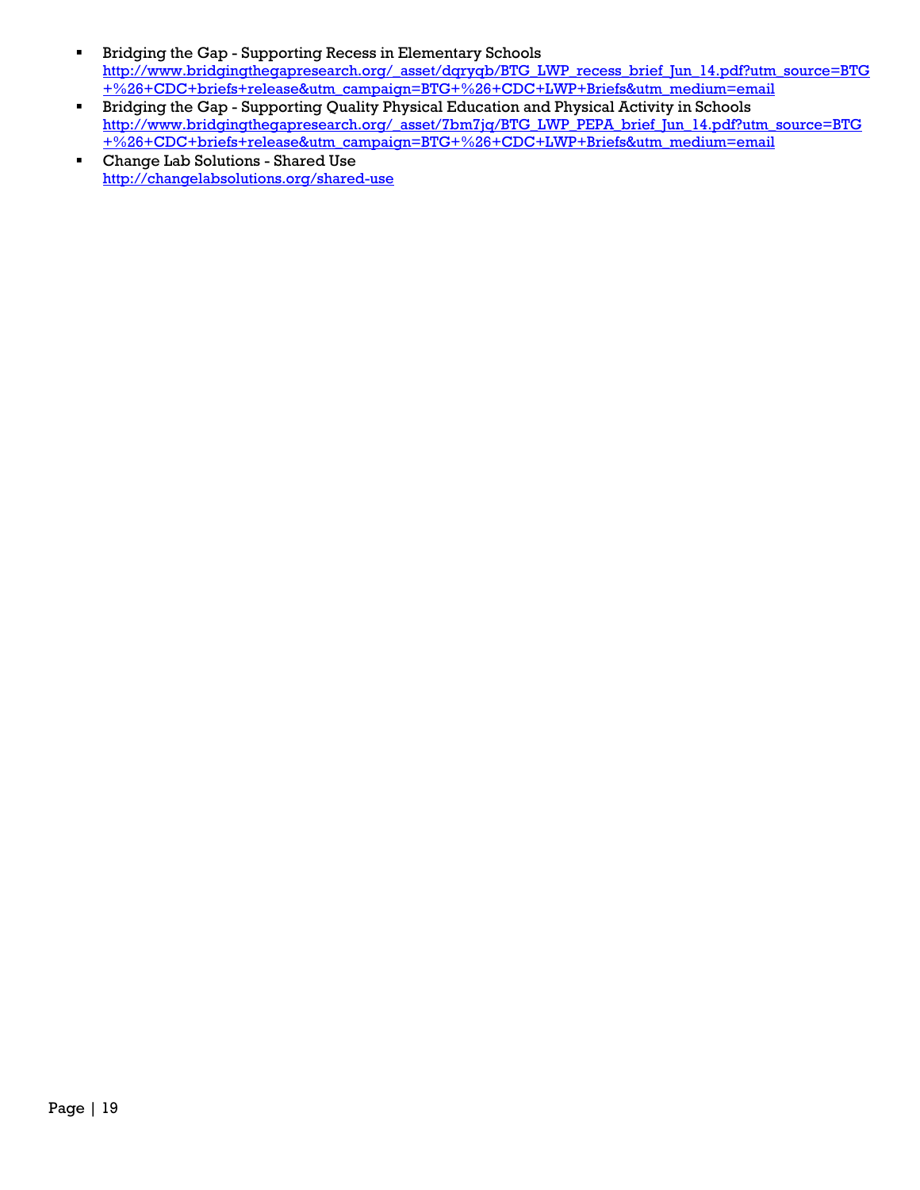- Bridging the Gap - Supporting Recess in Elementary Schools
  http://www.bridgingthegapresearch.org/_asset/dqryqb/BTG_LWP_recess_brief_Jun_14.pdf?utm_source=BTG+%26+CDC+briefs+release&utm_campaign=BTG+%26+CDC+LWP+Briefs&utm_medium=email
- Bridging the Gap - Supporting Quality Physical Education and Physical Activity in Schools
  http://www.bridgingthegapresearch.org/_asset/7bm7jq/BTG_LWP_PEPA_brief_Jun_14.pdf?utm_source=BTG+%26+CDC+briefs+release&utm_campaign=BTG+%26+CDC+LWP+Briefs&utm_medium=email
- Change Lab Solutions - Shared Use
  http://changelabsolutions.org/shared-use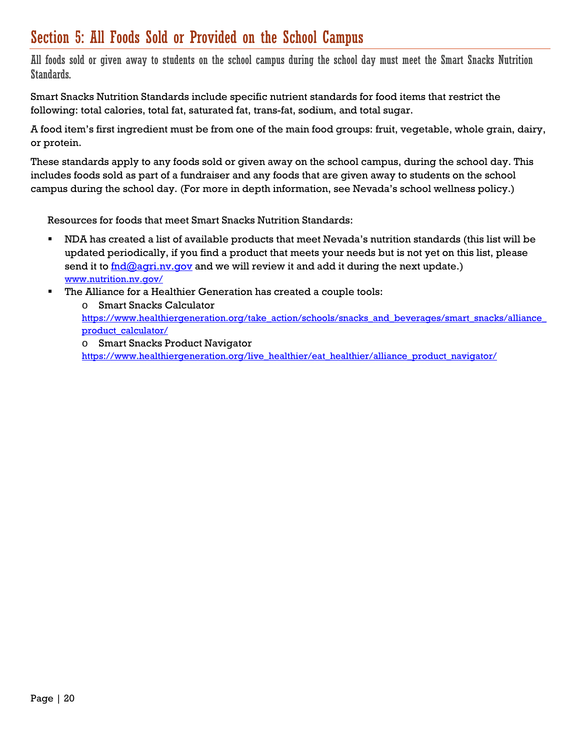## Section 5: All Foods Sold or Provided on the School Campus

**All foods sold or given away to students on the school campus during the school day must meet the Smart Snacks Nutrition Standards.**

Smart Snacks Nutrition Standards include specific nutrient standards for food items that restrict the following: total calories, total fat, saturated fat, trans-fat, sodium, and total sugar.

A food item's first ingredient must be from one of the main food groups: fruit, vegetable, whole grain, dairy, or protein.

These standards apply to any foods sold or given away on the school campus, during the school day. This includes foods sold as part of a fundraiser and any foods that are given away to students on the school campus during the school day. (For more in depth information, see Nevada's school wellness policy.)

Resources for foods that meet Smart Snacks Nutrition Standards:

- NDA has created a list of available products that meet Nevada's nutrition standards (this list will be updated periodically, if you find a product that meets your needs but is not yet on this list, please send it to fnd@agri.nv.gov and we will review it and add it during the next update.) www.nutrition.nv.gov/
- The Alliance for a Healthier Generation has created a couple tools:
  - Smart Snacks Calculator https://www.healthiergeneration.org/take_action/schools/snacks_and_beverages/smart_snacks/alliance_product_calculator/
  - Smart Snacks Product Navigator https://www.healthiergeneration.org/live_healthier/eat_healthier/alliance_product_navigator/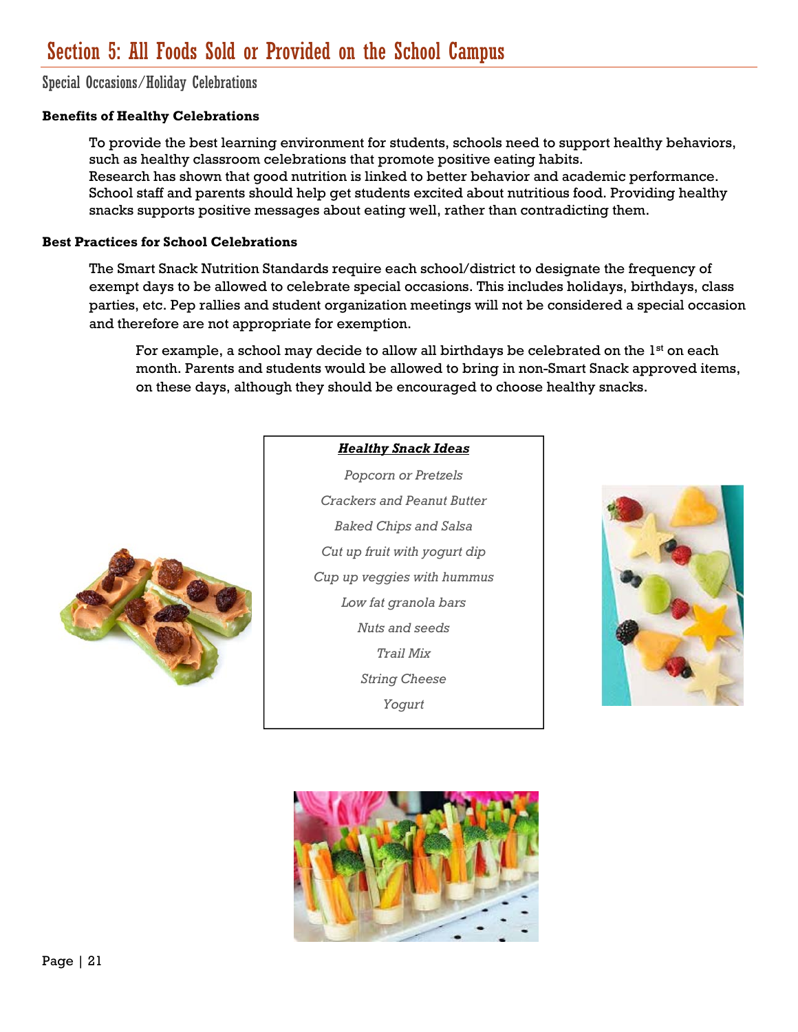# Section 5: All Foods Sold or Provided on the School Campus

## Special Occasions/Holiday Celebrations

**Benefits of Healthy Celebrations**

To provide the best learning environment for students, schools need to support healthy behaviors, such as healthy classroom celebrations that promote positive eating habits.
Research has shown that good nutrition is linked to better behavior and academic performance. School staff and parents should help get students excited about nutritious food. Providing healthy snacks supports positive messages about eating well, rather than contradicting them.

**Best Practices for School Celebrations**

The Smart Snack Nutrition Standards require each school/district to designate the frequency of exempt days to be allowed to celebrate special occasions. This includes holidays, birthdays, class parties, etc. Pep rallies and student organization meetings will not be considered a special occasion and therefore are not appropriate for exemption.

For example, a school may decide to allow all birthdays be celebrated on the 1st on each month. Parents and students would be allowed to bring in non-Smart Snack approved items, on these days, although they should be encouraged to choose healthy snacks.

***Healthy Snack Ideas***

*Popcorn or Pretzels*

*Crackers and Peanut Butter*

*Baked Chips and Salsa*

*Cut up fruit with yogurt dip*

*Cup up veggies with hummus*

*Low fat granola bars*

*Nuts and seeds*

*Trail Mix*

*String Cheese*

*Yogurt*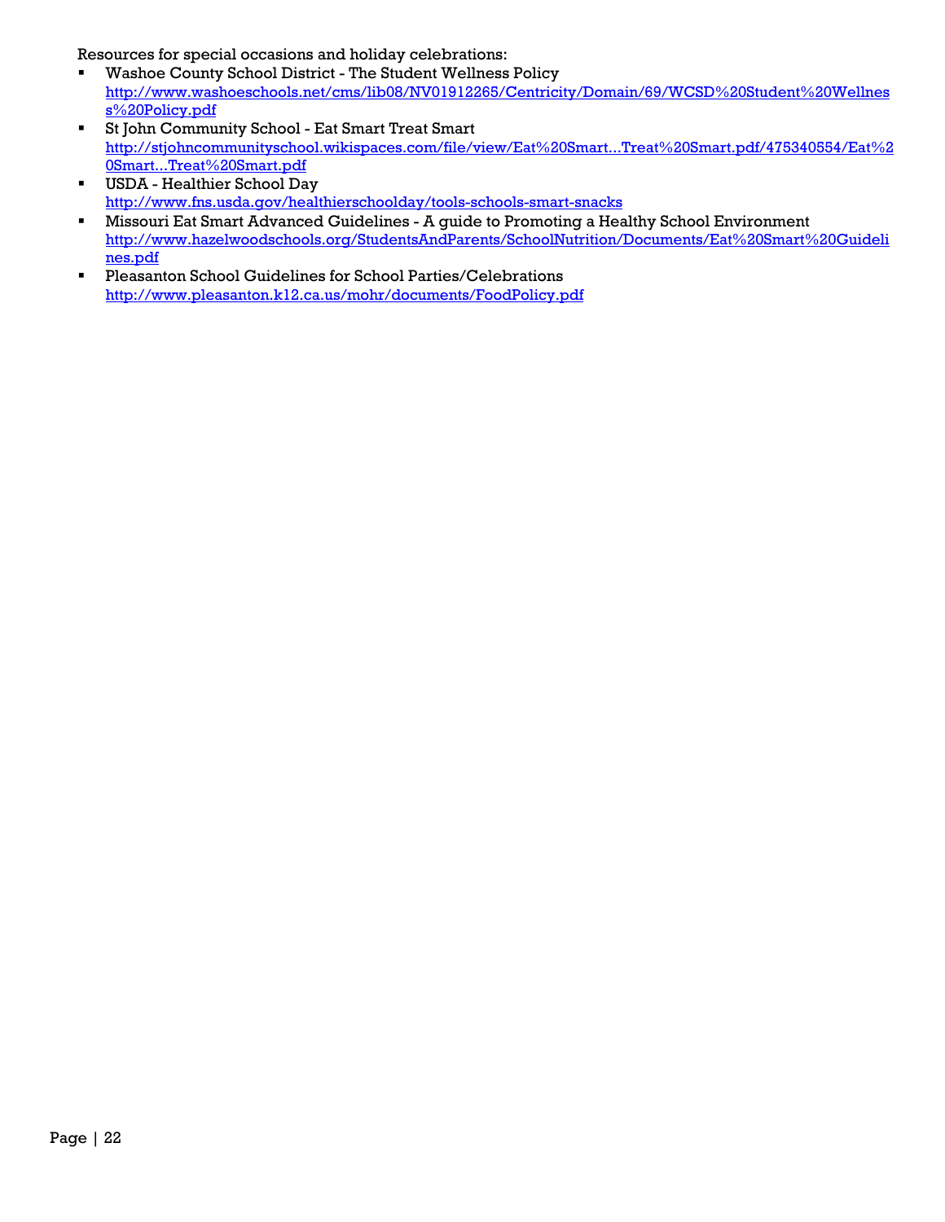Resources for special occasions and holiday celebrations:

- Washoe County School District - The Student Wellness Policy
  http://www.washoeschools.net/cms/lib08/NV01912265/Centricity/Domain/69/WCSD%20Student%20Wellness%20Policy.pdf
- St John Community School - Eat Smart Treat Smart
  http://stjohncommunityschool.wikispaces.com/file/view/Eat%20Smart...Treat%20Smart.pdf/475340554/Eat%20Smart...Treat%20Smart.pdf
- USDA - Healthier School Day
  http://www.fns.usda.gov/healthierschoolday/tools-schools-smart-snacks
- Missouri Eat Smart Advanced Guidelines - A guide to Promoting a Healthy School Environment
  http://www.hazelwoodschools.org/StudentsAndParents/SchoolNutrition/Documents/Eat%20Smart%20Guidelines.pdf
- Pleasanton School Guidelines for School Parties/Celebrations
  http://www.pleasanton.k12.ca.us/mohr/documents/FoodPolicy.pdf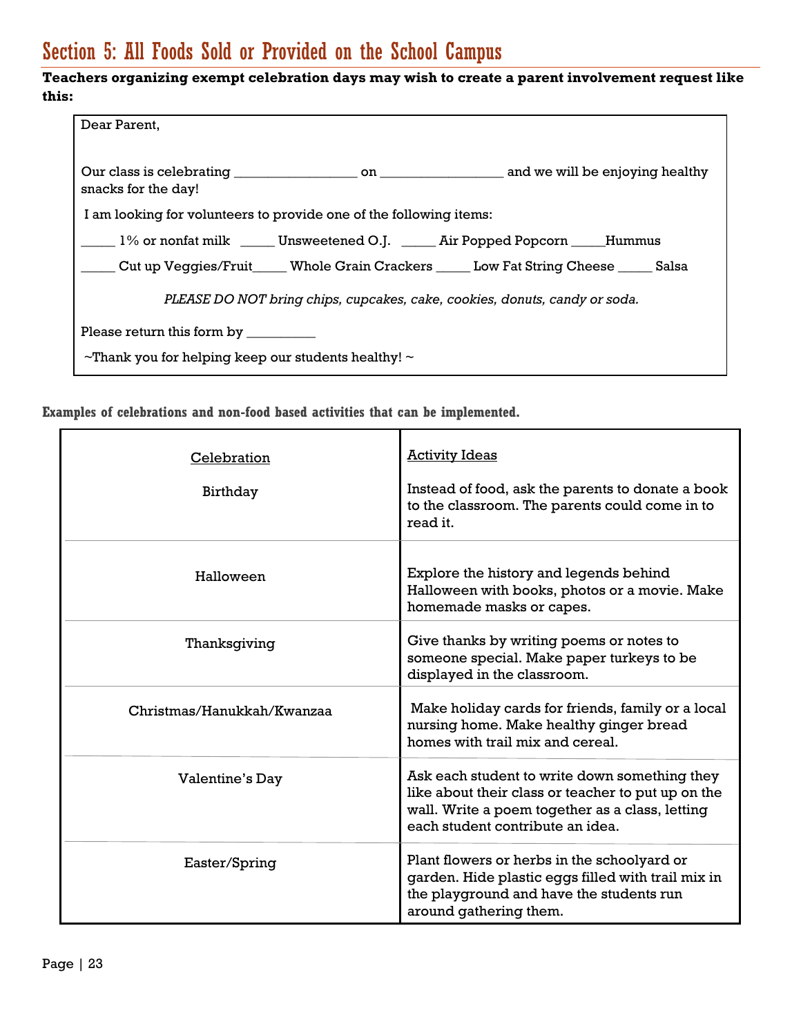## Section 5: All Foods Sold or Provided on the School Campus

**Teachers organizing exempt celebration days may wish to create a parent involvement request like this:**

> Dear Parent,
>
> Our class is celebrating _________________ on _________________ and we will be enjoying healthy snacks for the day!
>
> I am looking for volunteers to provide one of the following items:
>
> _____ 1% or nonfat milk _____ Unsweetened O.J. _____ Air Popped Popcorn _____Hummus
>
> _____ Cut up Veggies/Fruit_____ Whole Grain Crackers _____ Low Fat String Cheese _____ Salsa
>
> *PLEASE DO NOT bring chips, cupcakes, cake, cookies, donuts, candy or soda.*
>
> Please return this form by __________
>
> ~Thank you for helping keep our students healthy! ~

**Examples of celebrations and non-food based activities that can be implemented.**

| Celebration | Activity Ideas |
|---|---|
| Birthday | Instead of food, ask the parents to donate a book to the classroom. The parents could come in to read it. |
| Halloween | Explore the history and legends behind Halloween with books, photos or a movie. Make homemade masks or capes. |
| Thanksgiving | Give thanks by writing poems or notes to someone special. Make paper turkeys to be displayed in the classroom. |
| Christmas/Hanukkah/Kwanzaa | Make holiday cards for friends, family or a local nursing home. Make healthy ginger bread homes with trail mix and cereal. |
| Valentine's Day | Ask each student to write down something they like about their class or teacher to put up on the wall. Write a poem together as a class, letting each student contribute an idea. |
| Easter/Spring | Plant flowers or herbs in the schoolyard or garden. Hide plastic eggs filled with trail mix in the playground and have the students run around gathering them. |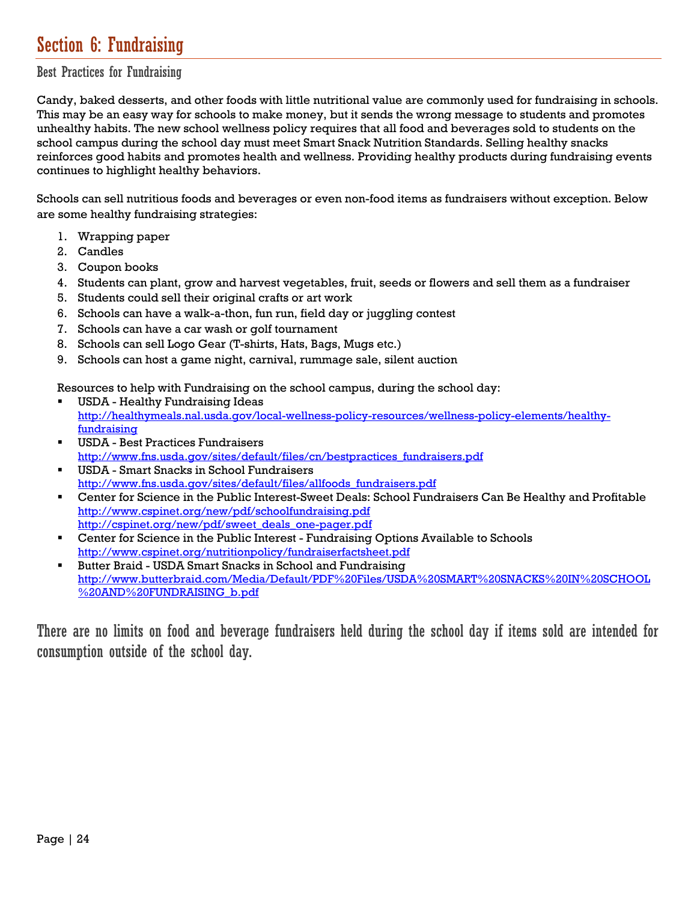# Section 6: Fundraising

## Best Practices for Fundraising

Candy, baked desserts, and other foods with little nutritional value are commonly used for fundraising in schools. This may be an easy way for schools to make money, but it sends the wrong message to students and promotes unhealthy habits. The new school wellness policy requires that all food and beverages sold to students on the school campus during the school day must meet Smart Snack Nutrition Standards. Selling healthy snacks reinforces good habits and promotes health and wellness. Providing healthy products during fundraising events continues to highlight healthy behaviors.

Schools can sell nutritious foods and beverages or even non-food items as fundraisers without exception. Below are some healthy fundraising strategies:

1. Wrapping paper
2. Candles
3. Coupon books
4. Students can plant, grow and harvest vegetables, fruit, seeds or flowers and sell them as a fundraiser
5. Students could sell their original crafts or art work
6. Schools can have a walk-a-thon, fun run, field day or juggling contest
7. Schools can have a car wash or golf tournament
8. Schools can sell Logo Gear (T-shirts, Hats, Bags, Mugs etc.)
9. Schools can host a game night, carnival, rummage sale, silent auction

Resources to help with Fundraising on the school campus, during the school day:

- USDA - Healthy Fundraising Ideas
  http://healthymeals.nal.usda.gov/local-wellness-policy-resources/wellness-policy-elements/healthy-fundraising
- USDA - Best Practices Fundraisers
  http://www.fns.usda.gov/sites/default/files/cn/bestpractices_fundraisers.pdf
- USDA - Smart Snacks in School Fundraisers
  http://www.fns.usda.gov/sites/default/files/allfoods_fundraisers.pdf
- Center for Science in the Public Interest-Sweet Deals: School Fundraisers Can Be Healthy and Profitable
  http://www.cspinet.org/new/pdf/schoolfundraising.pdf
  http://cspinet.org/new/pdf/sweet_deals_one-pager.pdf
- Center for Science in the Public Interest - Fundraising Options Available to Schools
  http://www.cspinet.org/nutritionpolicy/fundraiserfactsheet.pdf
- Butter Braid - USDA Smart Snacks in School and Fundraising
  http://www.butterbraid.com/Media/Default/PDF%20Files/USDA%20SMART%20SNACKS%20IN%20SCHOOL%20AND%20FUNDRAISING_b.pdf

## There are no limits on food and beverage fundraisers held during the school day if items sold are intended for consumption outside of the school day.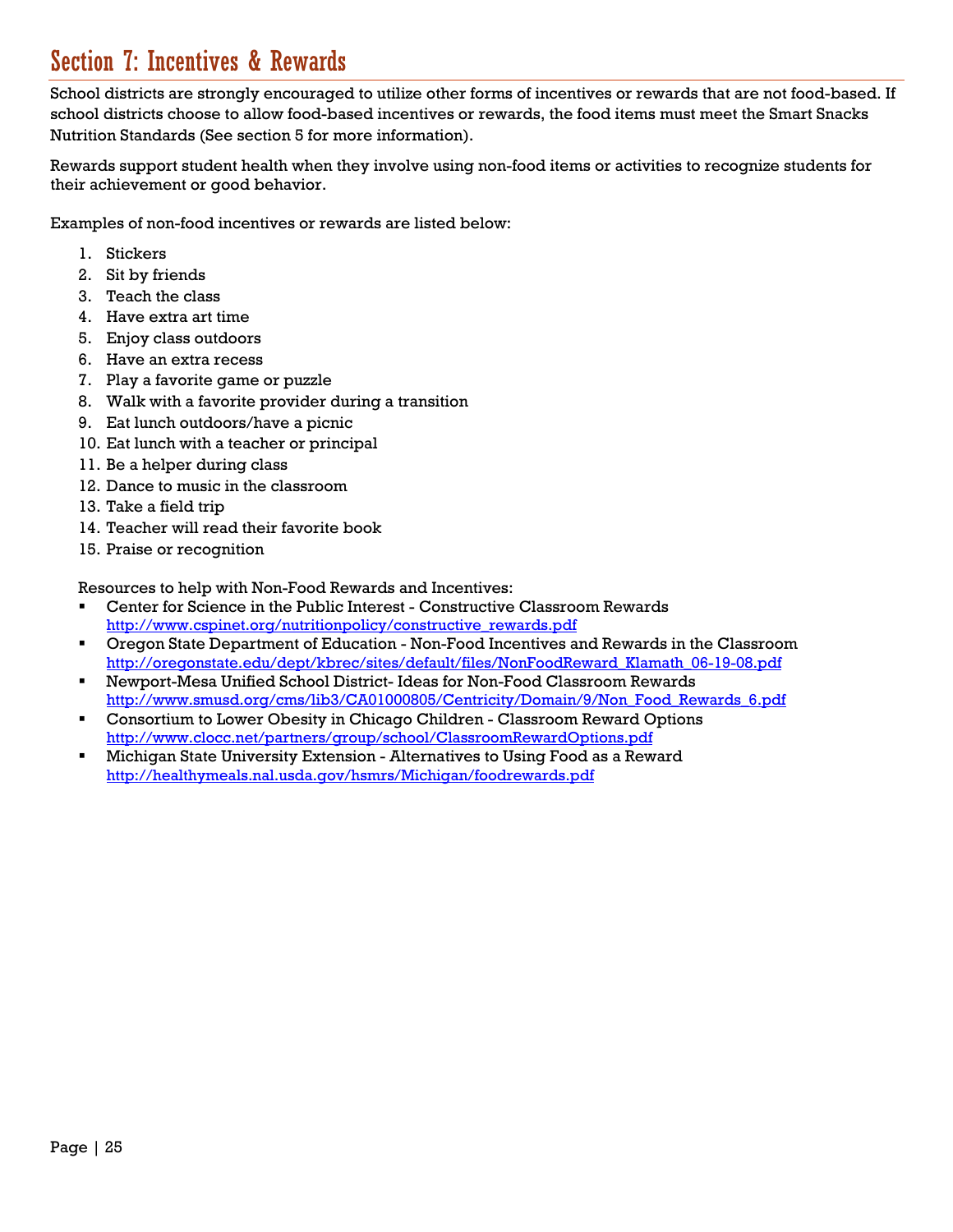## Section 7: Incentives & Rewards

School districts are strongly encouraged to utilize other forms of incentives or rewards that are not food-based. If school districts choose to allow food-based incentives or rewards, the food items must meet the Smart Snacks Nutrition Standards (See section 5 for more information).

Rewards support student health when they involve using non-food items or activities to recognize students for their achievement or good behavior.

Examples of non-food incentives or rewards are listed below:

1. Stickers
2. Sit by friends
3. Teach the class
4. Have extra art time
5. Enjoy class outdoors
6. Have an extra recess
7. Play a favorite game or puzzle
8. Walk with a favorite provider during a transition
9. Eat lunch outdoors/have a picnic
10. Eat lunch with a teacher or principal
11. Be a helper during class
12. Dance to music in the classroom
13. Take a field trip
14. Teacher will read their favorite book
15. Praise or recognition

Resources to help with Non-Food Rewards and Incentives:

- Center for Science in the Public Interest - Constructive Classroom Rewards
  http://www.cspinet.org/nutritionpolicy/constructive_rewards.pdf
- Oregon State Department of Education - Non-Food Incentives and Rewards in the Classroom
  http://oregonstate.edu/dept/kbrec/sites/default/files/NonFoodReward_Klamath_06-19-08.pdf
- Newport-Mesa Unified School District- Ideas for Non-Food Classroom Rewards
  http://www.smusd.org/cms/lib3/CA01000805/Centricity/Domain/9/Non_Food_Rewards_6.pdf
- Consortium to Lower Obesity in Chicago Children - Classroom Reward Options
  http://www.clocc.net/partners/group/school/ClassroomRewardOptions.pdf
- Michigan State University Extension - Alternatives to Using Food as a Reward
  http://healthymeals.nal.usda.gov/hsmrs/Michigan/foodrewards.pdf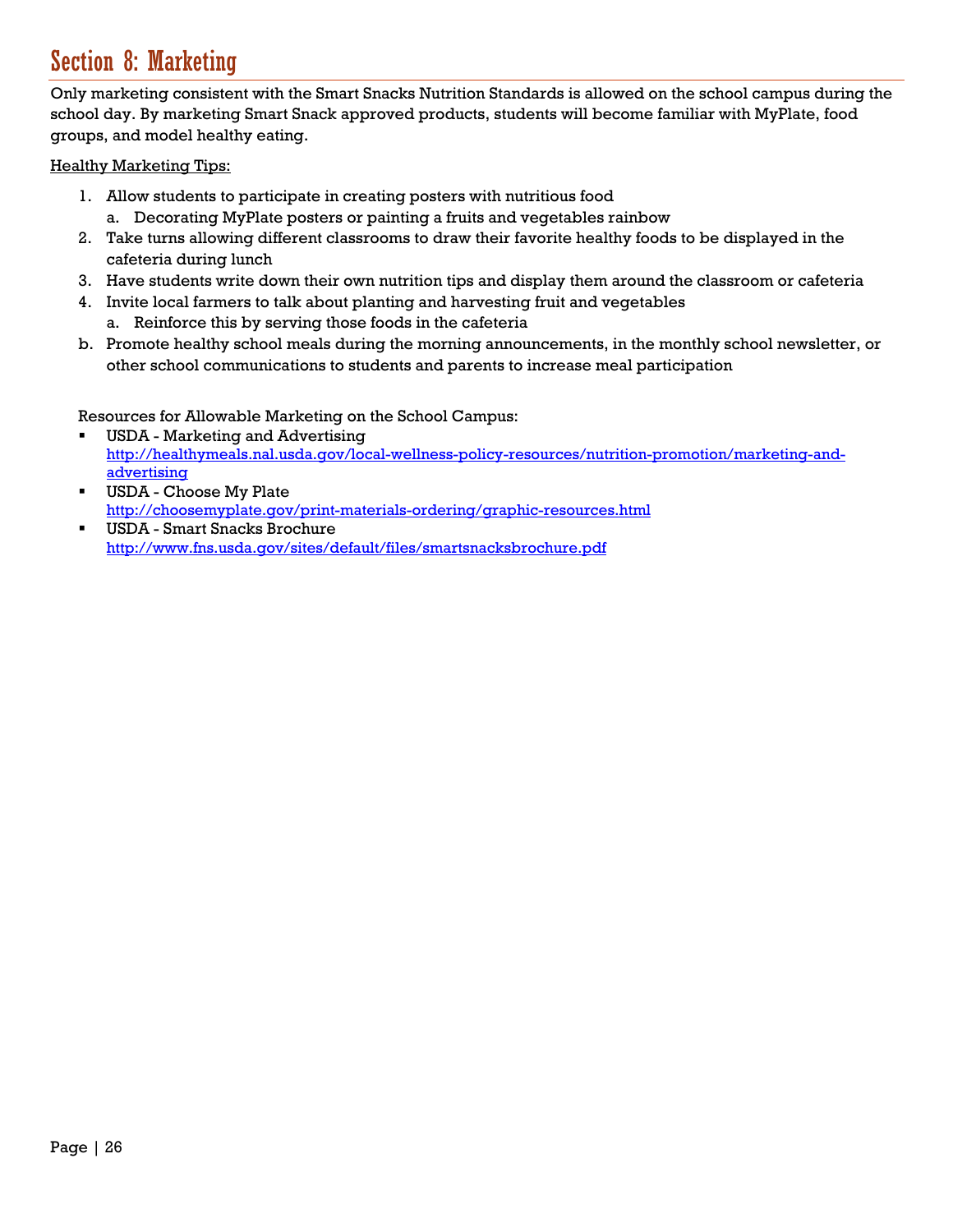# Section 8: Marketing

Only marketing consistent with the Smart Snacks Nutrition Standards is allowed on the school campus during the school day. By marketing Smart Snack approved products, students will become familiar with MyPlate, food groups, and model healthy eating.

<u>Healthy Marketing Tips:</u>

1. Allow students to participate in creating posters with nutritious food
   a. Decorating MyPlate posters or painting a fruits and vegetables rainbow
2. Take turns allowing different classrooms to draw their favorite healthy foods to be displayed in the cafeteria during lunch
3. Have students write down their own nutrition tips and display them around the classroom or cafeteria
4. Invite local farmers to talk about planting and harvesting fruit and vegetables
   a. Reinforce this by serving those foods in the cafeteria

b. Promote healthy school meals during the morning announcements, in the monthly school newsletter, or other school communications to students and parents to increase meal participation

Resources for Allowable Marketing on the School Campus:

- USDA - Marketing and Advertising
  http://healthymeals.nal.usda.gov/local-wellness-policy-resources/nutrition-promotion/marketing-and-advertising
- USDA - Choose My Plate
  http://choosemyplate.gov/print-materials-ordering/graphic-resources.html
- USDA - Smart Snacks Brochure
  http://www.fns.usda.gov/sites/default/files/smartsnacksbrochure.pdf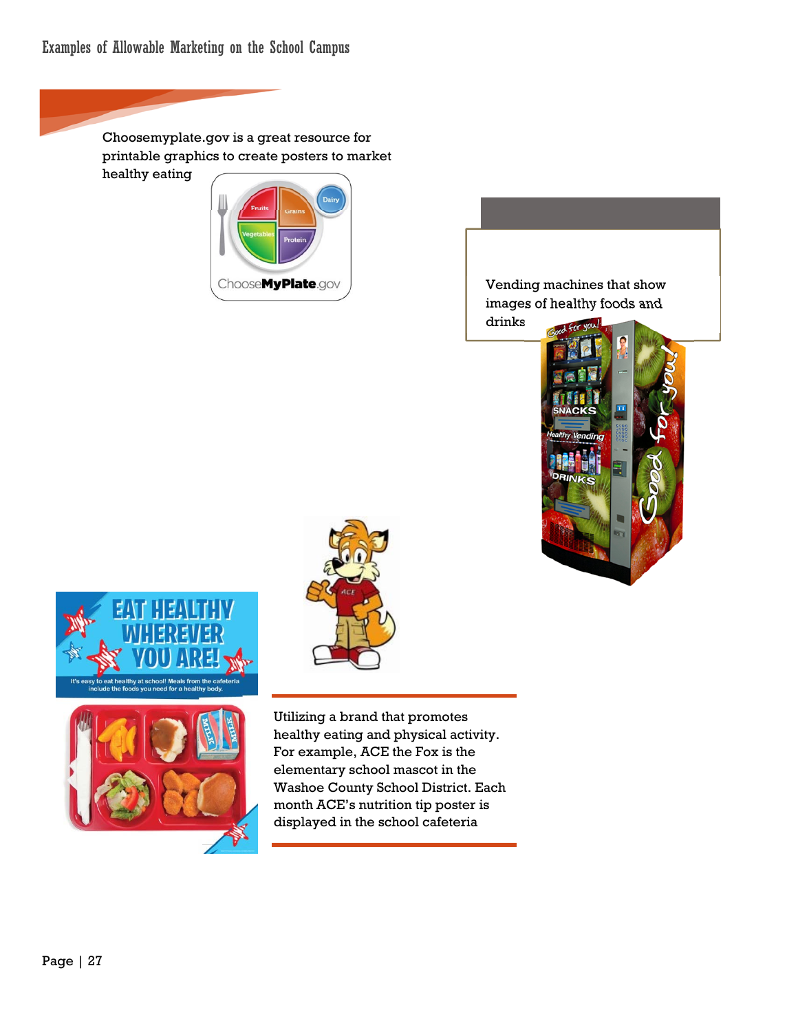# Examples of Allowable Marketing on the School Campus

Choosemyplate.gov is a great resource for printable graphics to create posters to market healthy eating

Vending machines that show images of healthy foods and drinks

Utilizing a brand that promotes healthy eating and physical activity. For example, ACE the Fox is the elementary school mascot in the Washoe County School District. Each month ACE's nutrition tip poster is displayed in the school cafeteria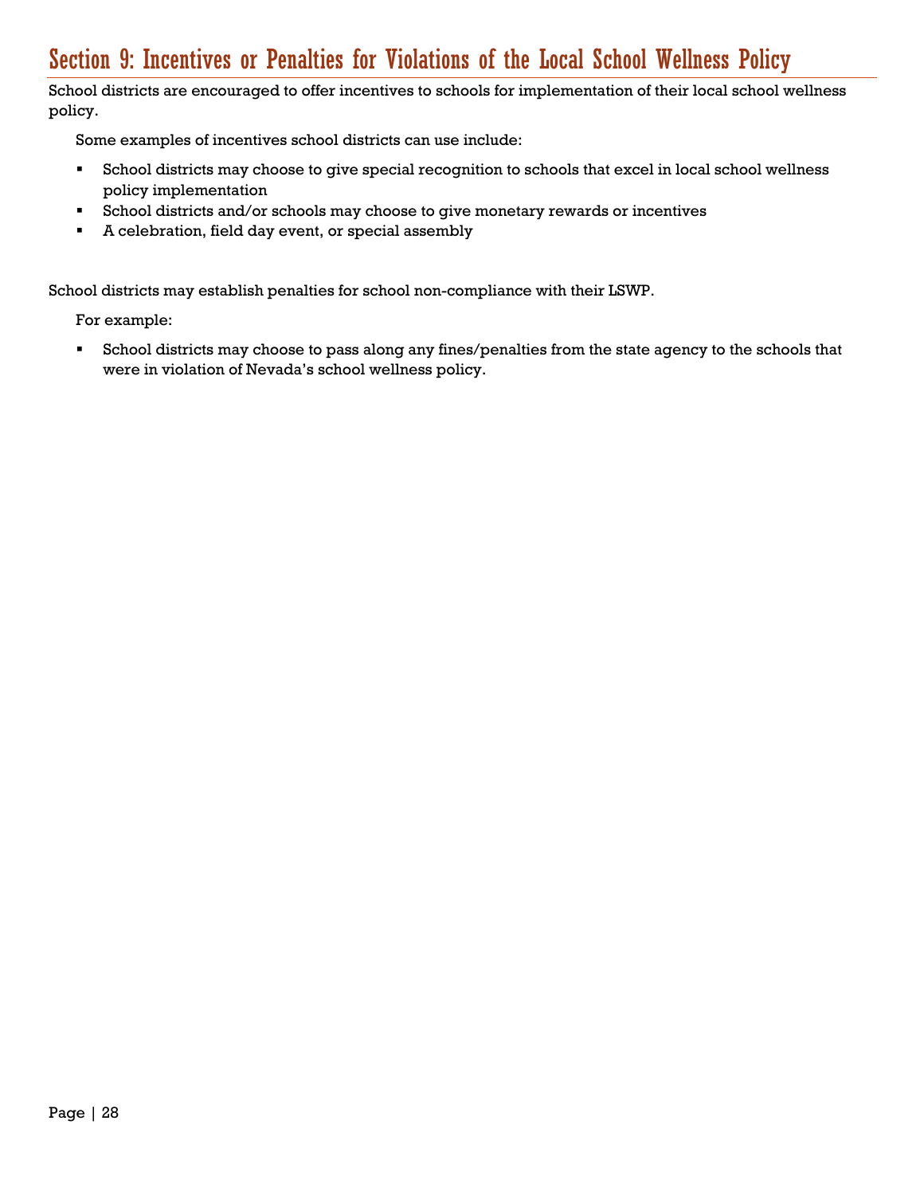## Section 9: Incentives or Penalties for Violations of the Local School Wellness Policy

School districts are encouraged to offer incentives to schools for implementation of their local school wellness policy.

Some examples of incentives school districts can use include:

- School districts may choose to give special recognition to schools that excel in local school wellness policy implementation
- School districts and/or schools may choose to give monetary rewards or incentives
- A celebration, field day event, or special assembly

School districts may establish penalties for school non-compliance with their LSWP.

For example:

- School districts may choose to pass along any fines/penalties from the state agency to the schools that were in violation of Nevada's school wellness policy.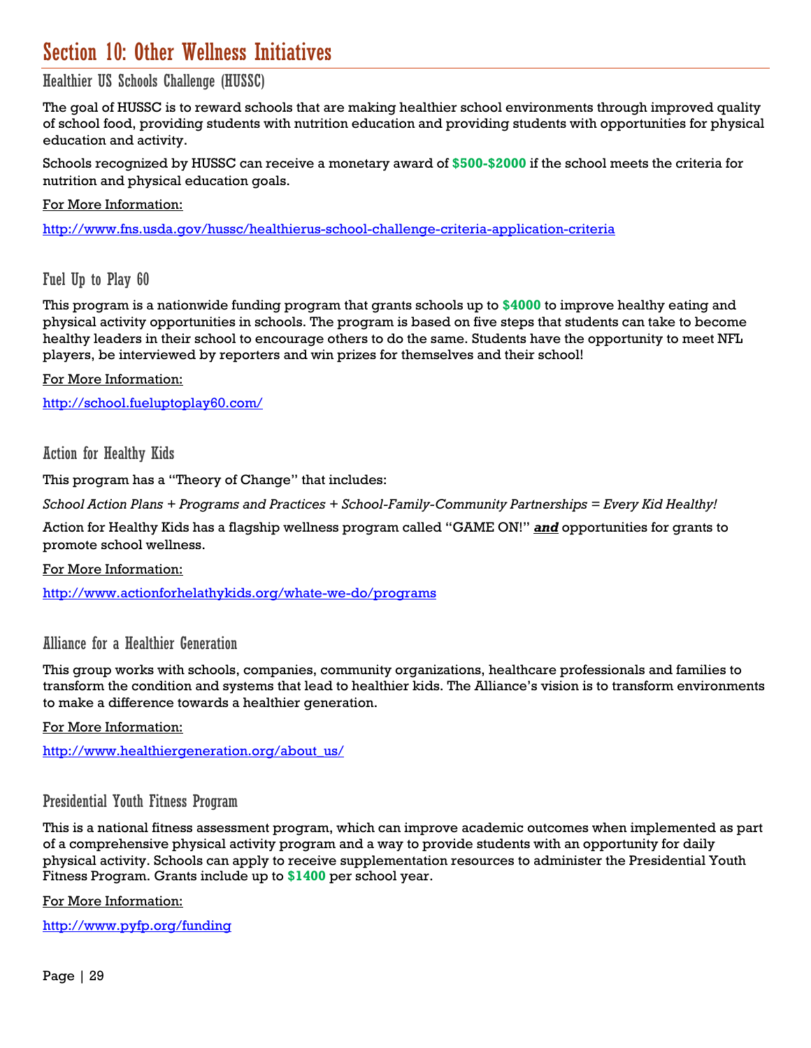# Section 10: Other Wellness Initiatives

## Healthier US Schools Challenge (HUSSC)

The goal of HUSSC is to reward schools that are making healthier school environments through improved quality of school food, providing students with nutrition education and providing students with opportunities for physical education and activity.

Schools recognized by HUSSC can receive a monetary award of **$500-$2000** if the school meets the criteria for nutrition and physical education goals.

For More Information:

http://www.fns.usda.gov/hussc/healthierus-school-challenge-criteria-application-criteria

## Fuel Up to Play 60

This program is a nationwide funding program that grants schools up to **$4000** to improve healthy eating and physical activity opportunities in schools. The program is based on five steps that students can take to become healthy leaders in their school to encourage others to do the same. Students have the opportunity to meet NFL players, be interviewed by reporters and win prizes for themselves and their school!

For More Information:

http://school.fueluptoplay60.com/

## Action for Healthy Kids

This program has a "Theory of Change" that includes:

*School Action Plans + Programs and Practices + School-Family-Community Partnerships = Every Kid Healthy!*

Action for Healthy Kids has a flagship wellness program called "GAME ON!" ***and*** opportunities for grants to promote school wellness.

For More Information:

http://www.actionforhelathykids.org/whate-we-do/programs

## Alliance for a Healthier Generation

This group works with schools, companies, community organizations, healthcare professionals and families to transform the condition and systems that lead to healthier kids. The Alliance's vision is to transform environments to make a difference towards a healthier generation.

For More Information:

http://www.healthiergeneration.org/about_us/

## Presidential Youth Fitness Program

This is a national fitness assessment program, which can improve academic outcomes when implemented as part of a comprehensive physical activity program and a way to provide students with an opportunity for daily physical activity. Schools can apply to receive supplementation resources to administer the Presidential Youth Fitness Program. Grants include up to **$1400** per school year.

For More Information:

http://www.pyfp.org/funding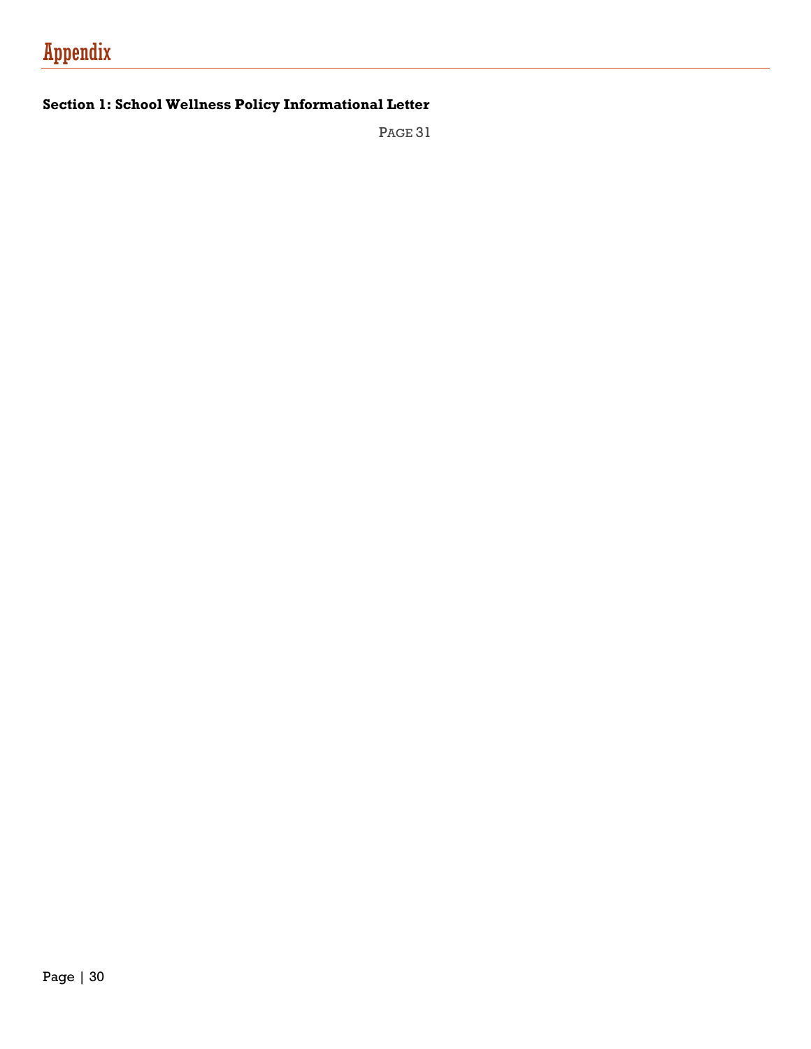# Appendix

**Section 1: School Wellness Policy Informational Letter**

PAGE 31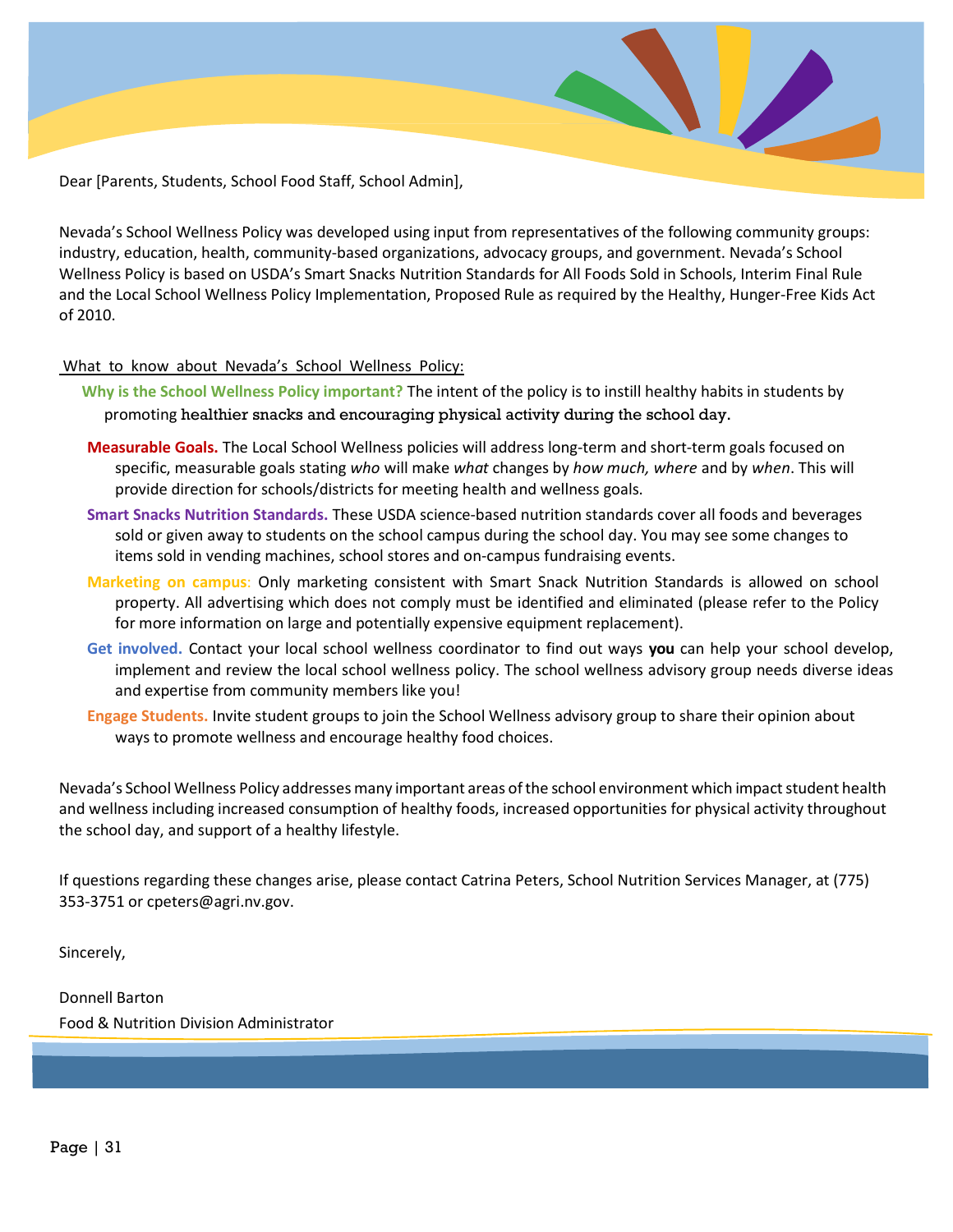Dear [Parents, Students, School Food Staff, School Admin],

Nevada's School Wellness Policy was developed using input from representatives of the following community groups: industry, education, health, community-based organizations, advocacy groups, and government. Nevada's School Wellness Policy is based on USDA's Smart Snacks Nutrition Standards for All Foods Sold in Schools, Interim Final Rule and the Local School Wellness Policy Implementation, Proposed Rule as required by the Healthy, Hunger-Free Kids Act of 2010.

What to know about Nevada's School Wellness Policy:

**Why is the School Wellness Policy important?** The intent of the policy is to instill healthy habits in students by promoting healthier snacks and encouraging physical activity during the school day.

**Measurable Goals.** The Local School Wellness policies will address long-term and short-term goals focused on specific, measurable goals stating *who* will make *what* changes by *how much, where* and by *when*. This will provide direction for schools/districts for meeting health and wellness goals.

**Smart Snacks Nutrition Standards.** These USDA science-based nutrition standards cover all foods and beverages sold or given away to students on the school campus during the school day. You may see some changes to items sold in vending machines, school stores and on-campus fundraising events.

**Marketing on campus**: Only marketing consistent with Smart Snack Nutrition Standards is allowed on school property. All advertising which does not comply must be identified and eliminated (please refer to the Policy for more information on large and potentially expensive equipment replacement).

**Get involved.** Contact your local school wellness coordinator to find out ways **you** can help your school develop, implement and review the local school wellness policy. The school wellness advisory group needs diverse ideas and expertise from community members like you!

**Engage Students.** Invite student groups to join the School Wellness advisory group to share their opinion about ways to promote wellness and encourage healthy food choices.

Nevada's School Wellness Policy addresses many important areas of the school environment which impact student health and wellness including increased consumption of healthy foods, increased opportunities for physical activity throughout the school day, and support of a healthy lifestyle.

If questions regarding these changes arise, please contact Catrina Peters, School Nutrition Services Manager, at (775) 353-3751 or cpeters@agri.nv.gov.

Sincerely,

Donnell Barton
Food & Nutrition Division Administrator